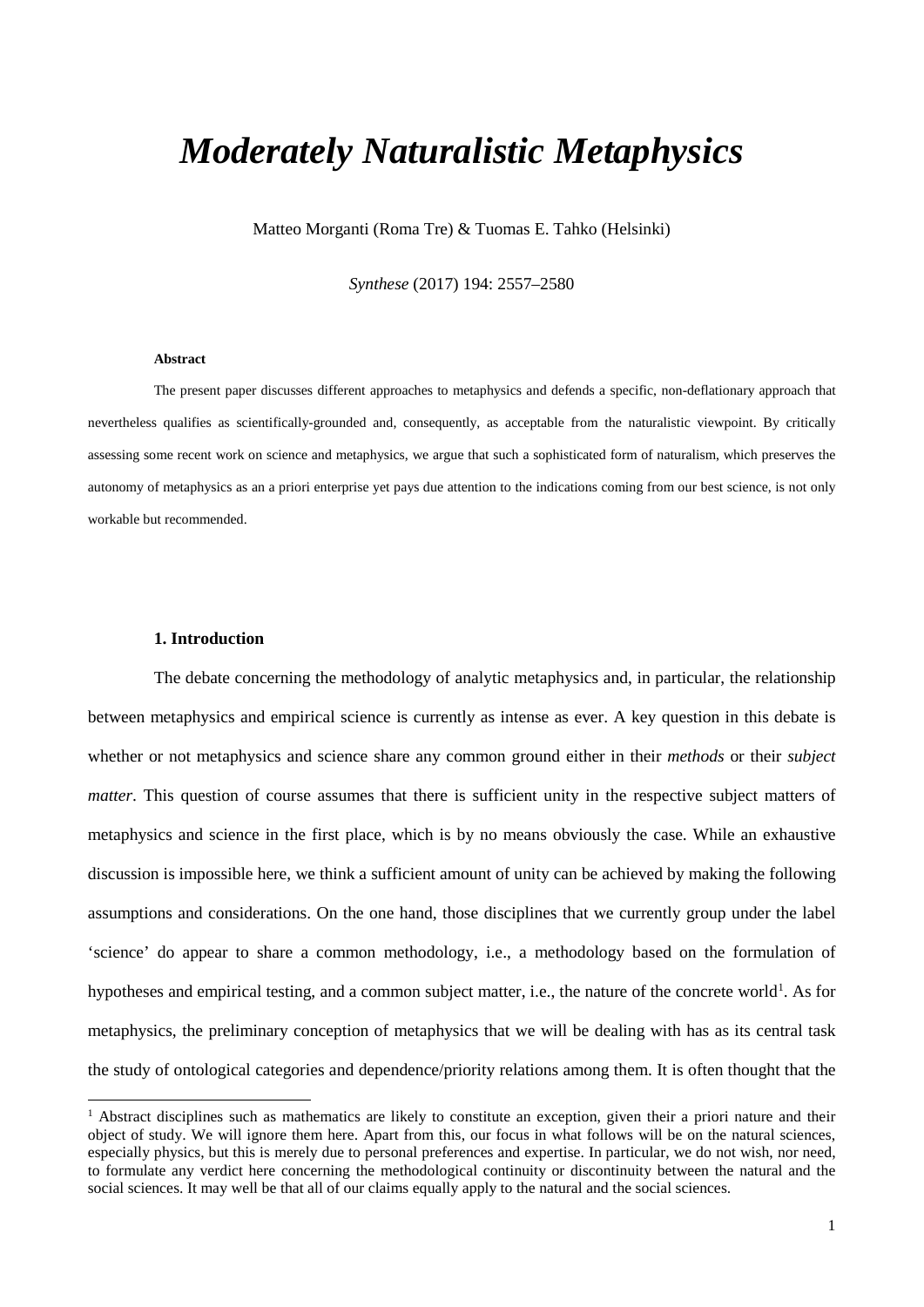# *Moderately Naturalistic Metaphysics*

Matteo Morganti (Roma Tre) & Tuomas E. Tahko (Helsinki)

*Synthese* (2017) 194: 2557–2580

**Abstract**

The present paper discusses different approaches to metaphysics and defends a specific, non-deflationary approach that nevertheless qualifies as scientifically-grounded and, consequently, as acceptable from the naturalistic viewpoint. By critically assessing some recent work on science and metaphysics, we argue that such a sophisticated form of naturalism, which preserves the autonomy of metaphysics as an a priori enterprise yet pays due attention to the indications coming from our best science, is not only workable but recommended.

## 1. Introduction

The debate concerning the methodology of analytic metaphysics and, in particular, the relationship between metaphysics and empirical science is currently as intense as ever. A key question in this debate is whether or not metaphysics and science share any common ground either in their *methods* or their *subject matter*. This question of course assumes that there is sufficient unity in the respective subject matters of metaphysics and science in the first place, which is by no means obviously the case. While an exhaustive discussion is impossible here, we think a sufficient amount of unity can be achieved by making the following assumptions and considerations. On the one hand, those disciplines that we currently group under the label 'science' do appear to share a common methodology, i.e., a methodology based on the formulation of hypotheses and empirical testing, and a common subject matter, i.e., the nature of the concrete world[1]. As for metaphysics, the preliminary conception of metaphysics that we will be dealing with has as its central task the study of ontological categories and dependence/priority relations among them. It is often thought that the

[1] Abstract disciplines such as mathematics are likely to constitute an exception, given their a priori nature and their object of study. We will ignore them here. Apart from this, our focus in what follows will be on the natural sciences, especially physics, but this is merely due to personal preferences and expertise. In particular, we do not wish, nor need, to formulate any verdict here concerning the methodological continuity or discontinuity between the natural and the social sciences. It may well be that all of our claims equally apply to the natural and the social sciences.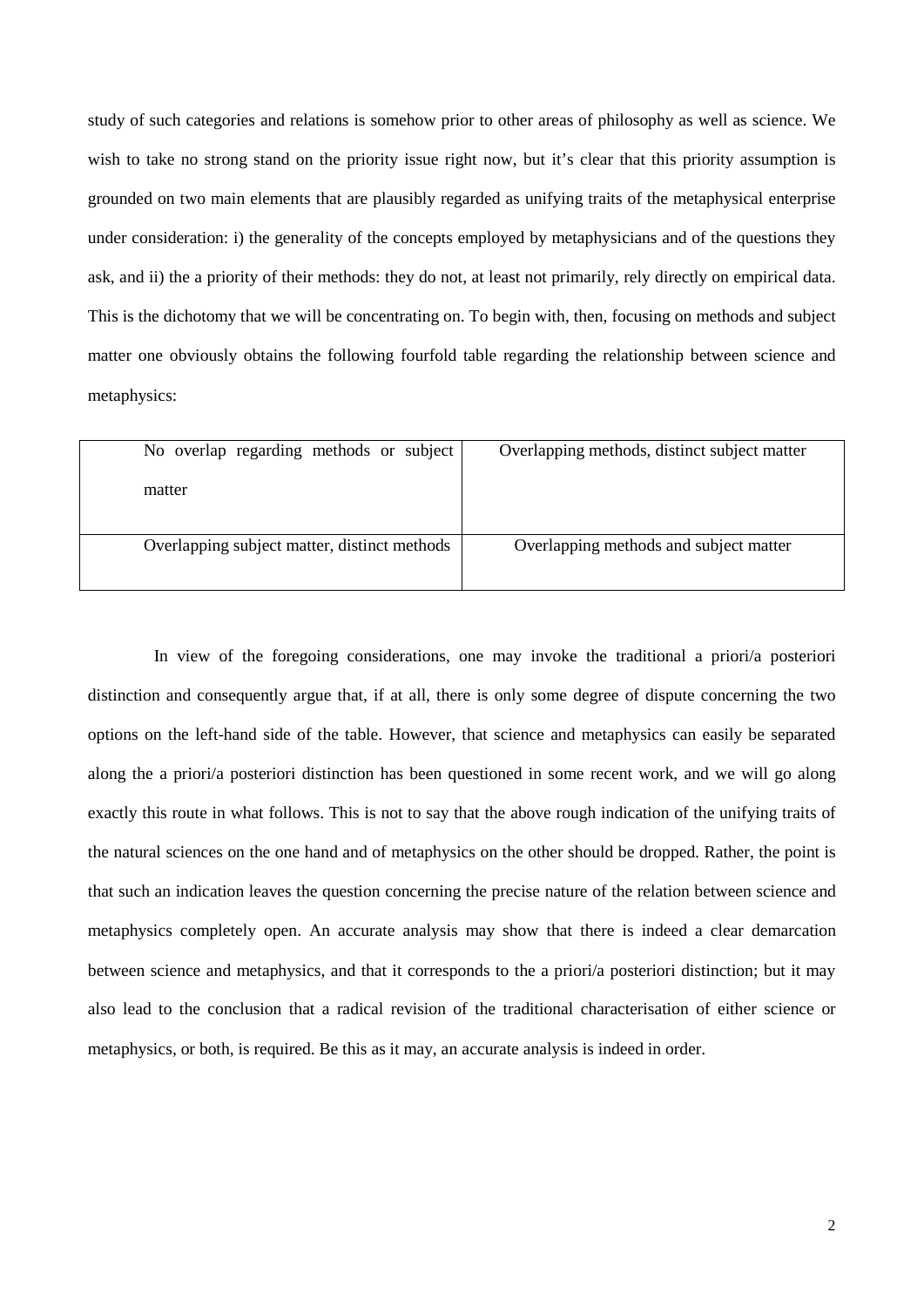study of such categories and relations is somehow prior to other areas of philosophy as well as science. We wish to take no strong stand on the priority issue right now, but it's clear that this priority assumption is grounded on two main elements that are plausibly regarded as unifying traits of the metaphysical enterprise under consideration: i) the generality of the concepts employed by metaphysicians and of the questions they ask, and ii) the a priority of their methods: they do not, at least not primarily, rely directly on empirical data. This is the dichotomy that we will be concentrating on. To begin with, then, focusing on methods and subject matter one obviously obtains the following fourfold table regarding the relationship between science and metaphysics:

| No overlap regarding methods or subject matter | Overlapping methods, distinct subject matter |
|---|---|
| Overlapping subject matter, distinct methods | Overlapping methods and subject matter |

In view of the foregoing considerations, one may invoke the traditional a priori/a posteriori distinction and consequently argue that, if at all, there is only some degree of dispute concerning the two options on the left-hand side of the table. However, that science and metaphysics can easily be separated along the a priori/a posteriori distinction has been questioned in some recent work, and we will go along exactly this route in what follows. This is not to say that the above rough indication of the unifying traits of the natural sciences on the one hand and of metaphysics on the other should be dropped. Rather, the point is that such an indication leaves the question concerning the precise nature of the relation between science and metaphysics completely open. An accurate analysis may show that there is indeed a clear demarcation between science and metaphysics, and that it corresponds to the a priori/a posteriori distinction; but it may also lead to the conclusion that a radical revision of the traditional characterisation of either science or metaphysics, or both, is required. Be this as it may, an accurate analysis is indeed in order.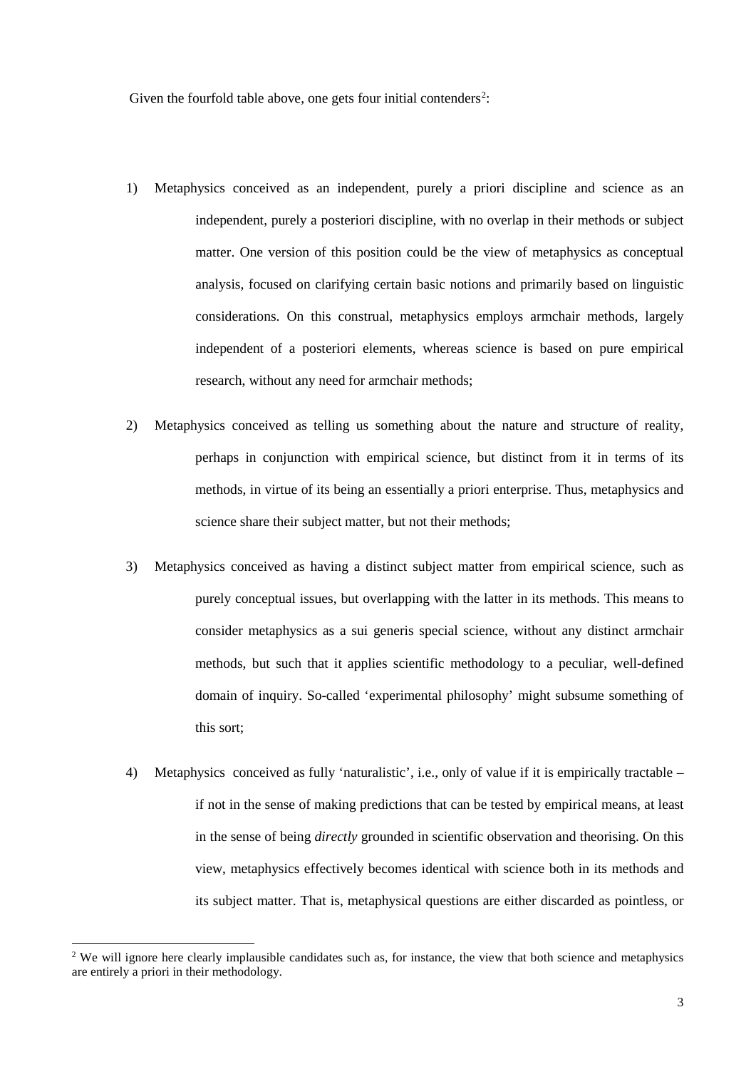Given the fourfold table above, one gets four initial contenders[2]:

1) Metaphysics conceived as an independent, purely a priori discipline and science as an independent, purely a posteriori discipline, with no overlap in their methods or subject matter. One version of this position could be the view of metaphysics as conceptual analysis, focused on clarifying certain basic notions and primarily based on linguistic considerations. On this construal, metaphysics employs armchair methods, largely independent of a posteriori elements, whereas science is based on pure empirical research, without any need for armchair methods;

2) Metaphysics conceived as telling us something about the nature and structure of reality, perhaps in conjunction with empirical science, but distinct from it in terms of its methods, in virtue of its being an essentially a priori enterprise. Thus, metaphysics and science share their subject matter, but not their methods;

3) Metaphysics conceived as having a distinct subject matter from empirical science, such as purely conceptual issues, but overlapping with the latter in its methods. This means to consider metaphysics as a sui generis special science, without any distinct armchair methods, but such that it applies scientific methodology to a peculiar, well-defined domain of inquiry. So-called 'experimental philosophy' might subsume something of this sort;

4) Metaphysics conceived as fully 'naturalistic', i.e., only of value if it is empirically tractable – if not in the sense of making predictions that can be tested by empirical means, at least in the sense of being *directly* grounded in scientific observation and theorising. On this view, metaphysics effectively becomes identical with science both in its methods and its subject matter. That is, metaphysical questions are either discarded as pointless, or

[2] We will ignore here clearly implausible candidates such as, for instance, the view that both science and metaphysics are entirely a priori in their methodology.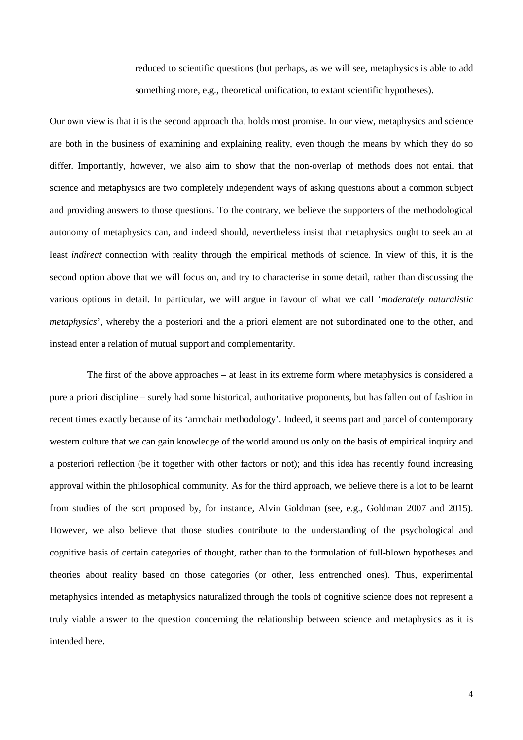> reduced to scientific questions (but perhaps, as we will see, metaphysics is able to add something more, e.g., theoretical unification, to extant scientific hypotheses).

Our own view is that it is the second approach that holds most promise. In our view, metaphysics and science are both in the business of examining and explaining reality, even though the means by which they do so differ. Importantly, however, we also aim to show that the non-overlap of methods does not entail that science and metaphysics are two completely independent ways of asking questions about a common subject and providing answers to those questions. To the contrary, we believe the supporters of the methodological autonomy of metaphysics can, and indeed should, nevertheless insist that metaphysics ought to seek an at least *indirect* connection with reality through the empirical methods of science. In view of this, it is the second option above that we will focus on, and try to characterise in some detail, rather than discussing the various options in detail. In particular, we will argue in favour of what we call '*moderately naturalistic metaphysics*', whereby the a posteriori and the a priori element are not subordinated one to the other, and instead enter a relation of mutual support and complementarity.

The first of the above approaches – at least in its extreme form where metaphysics is considered a pure a priori discipline – surely had some historical, authoritative proponents, but has fallen out of fashion in recent times exactly because of its 'armchair methodology'. Indeed, it seems part and parcel of contemporary western culture that we can gain knowledge of the world around us only on the basis of empirical inquiry and a posteriori reflection (be it together with other factors or not); and this idea has recently found increasing approval within the philosophical community. As for the third approach, we believe there is a lot to be learnt from studies of the sort proposed by, for instance, Alvin Goldman (see, e.g., Goldman 2007 and 2015). However, we also believe that those studies contribute to the understanding of the psychological and cognitive basis of certain categories of thought, rather than to the formulation of full-blown hypotheses and theories about reality based on those categories (or other, less entrenched ones). Thus, experimental metaphysics intended as metaphysics naturalized through the tools of cognitive science does not represent a truly viable answer to the question concerning the relationship between science and metaphysics as it is intended here.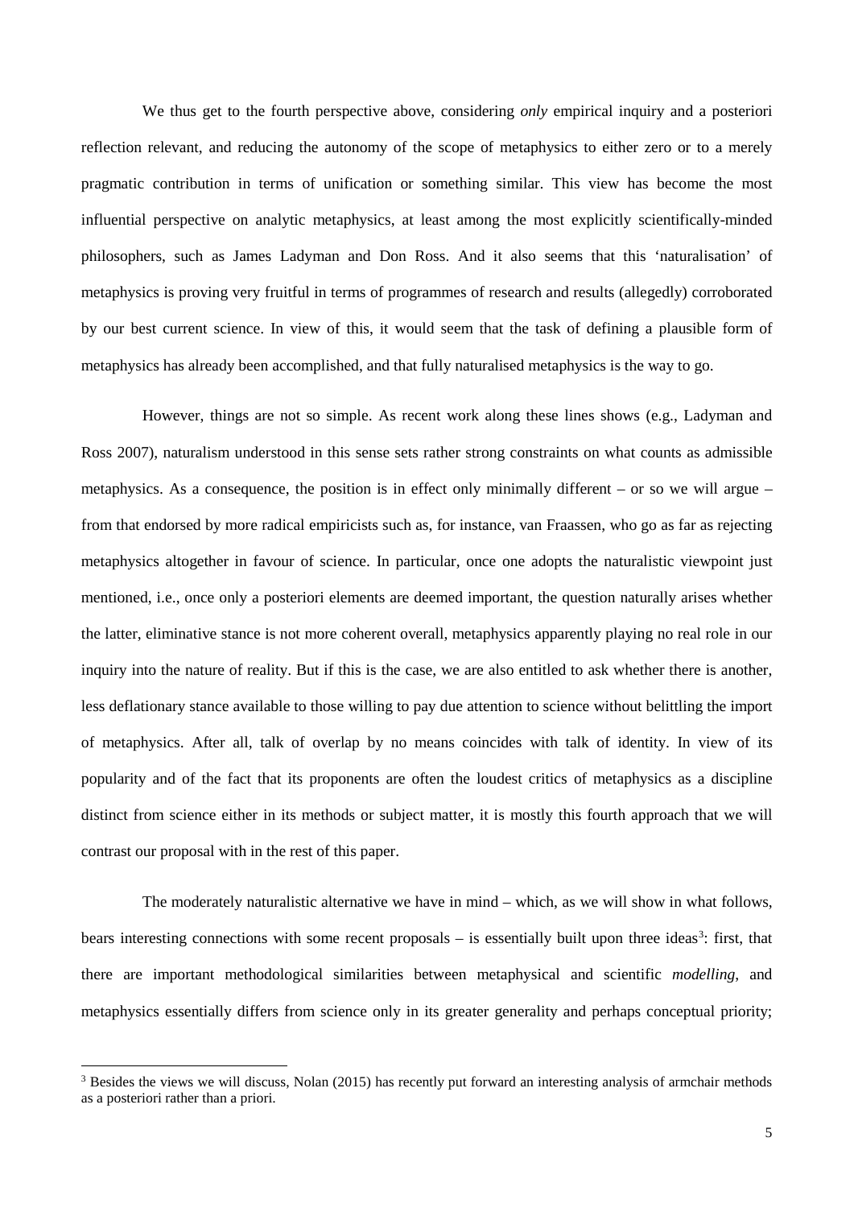We thus get to the fourth perspective above, considering *only* empirical inquiry and a posteriori reflection relevant, and reducing the autonomy of the scope of metaphysics to either zero or to a merely pragmatic contribution in terms of unification or something similar. This view has become the most influential perspective on analytic metaphysics, at least among the most explicitly scientifically-minded philosophers, such as James Ladyman and Don Ross. And it also seems that this 'naturalisation' of metaphysics is proving very fruitful in terms of programmes of research and results (allegedly) corroborated by our best current science. In view of this, it would seem that the task of defining a plausible form of metaphysics has already been accomplished, and that fully naturalised metaphysics is the way to go.

However, things are not so simple. As recent work along these lines shows (e.g., Ladyman and Ross 2007), naturalism understood in this sense sets rather strong constraints on what counts as admissible metaphysics. As a consequence, the position is in effect only minimally different – or so we will argue – from that endorsed by more radical empiricists such as, for instance, van Fraassen, who go as far as rejecting metaphysics altogether in favour of science. In particular, once one adopts the naturalistic viewpoint just mentioned, i.e., once only a posteriori elements are deemed important, the question naturally arises whether the latter, eliminative stance is not more coherent overall, metaphysics apparently playing no real role in our inquiry into the nature of reality. But if this is the case, we are also entitled to ask whether there is another, less deflationary stance available to those willing to pay due attention to science without belittling the import of metaphysics. After all, talk of overlap by no means coincides with talk of identity. In view of its popularity and of the fact that its proponents are often the loudest critics of metaphysics as a discipline distinct from science either in its methods or subject matter, it is mostly this fourth approach that we will contrast our proposal with in the rest of this paper.

The moderately naturalistic alternative we have in mind – which, as we will show in what follows, bears interesting connections with some recent proposals – is essentially built upon three ideas[3]: first, that there are important methodological similarities between metaphysical and scientific *modelling*, and metaphysics essentially differs from science only in its greater generality and perhaps conceptual priority;

[3] Besides the views we will discuss, Nolan (2015) has recently put forward an interesting analysis of armchair methods as a posteriori rather than a priori.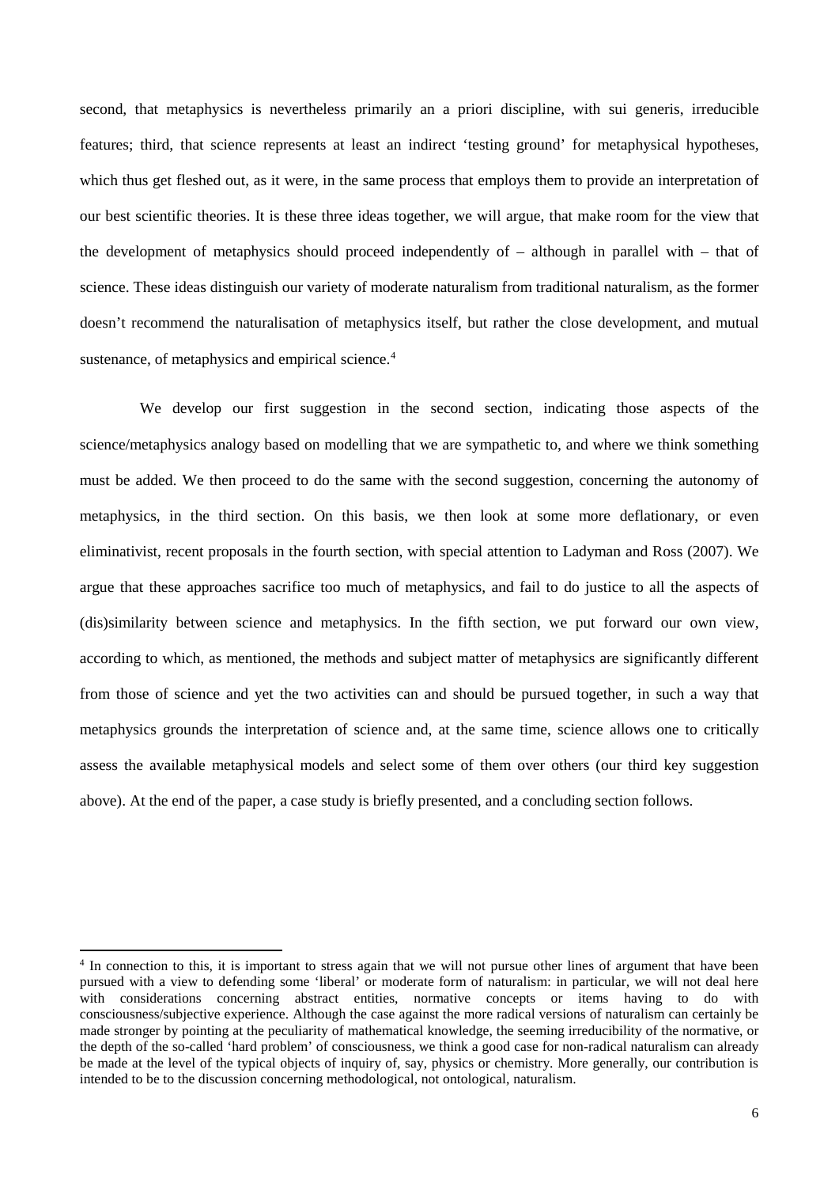second, that metaphysics is nevertheless primarily an a priori discipline, with sui generis, irreducible features; third, that science represents at least an indirect 'testing ground' for metaphysical hypotheses, which thus get fleshed out, as it were, in the same process that employs them to provide an interpretation of our best scientific theories. It is these three ideas together, we will argue, that make room for the view that the development of metaphysics should proceed independently of – although in parallel with – that of science. These ideas distinguish our variety of moderate naturalism from traditional naturalism, as the former doesn't recommend the naturalisation of metaphysics itself, but rather the close development, and mutual sustenance, of metaphysics and empirical science.[4]

We develop our first suggestion in the second section, indicating those aspects of the science/metaphysics analogy based on modelling that we are sympathetic to, and where we think something must be added. We then proceed to do the same with the second suggestion, concerning the autonomy of metaphysics, in the third section. On this basis, we then look at some more deflationary, or even eliminativist, recent proposals in the fourth section, with special attention to Ladyman and Ross (2007). We argue that these approaches sacrifice too much of metaphysics, and fail to do justice to all the aspects of (dis)similarity between science and metaphysics. In the fifth section, we put forward our own view, according to which, as mentioned, the methods and subject matter of metaphysics are significantly different from those of science and yet the two activities can and should be pursued together, in such a way that metaphysics grounds the interpretation of science and, at the same time, science allows one to critically assess the available metaphysical models and select some of them over others (our third key suggestion above). At the end of the paper, a case study is briefly presented, and a concluding section follows.

---

[4] In connection to this, it is important to stress again that we will not pursue other lines of argument that have been pursued with a view to defending some 'liberal' or moderate form of naturalism: in particular, we will not deal here with considerations concerning abstract entities, normative concepts or items having to do with consciousness/subjective experience. Although the case against the more radical versions of naturalism can certainly be made stronger by pointing at the peculiarity of mathematical knowledge, the seeming irreducibility of the normative, or the depth of the so-called 'hard problem' of consciousness, we think a good case for non-radical naturalism can already be made at the level of the typical objects of inquiry of, say, physics or chemistry. More generally, our contribution is intended to be to the discussion concerning methodological, not ontological, naturalism.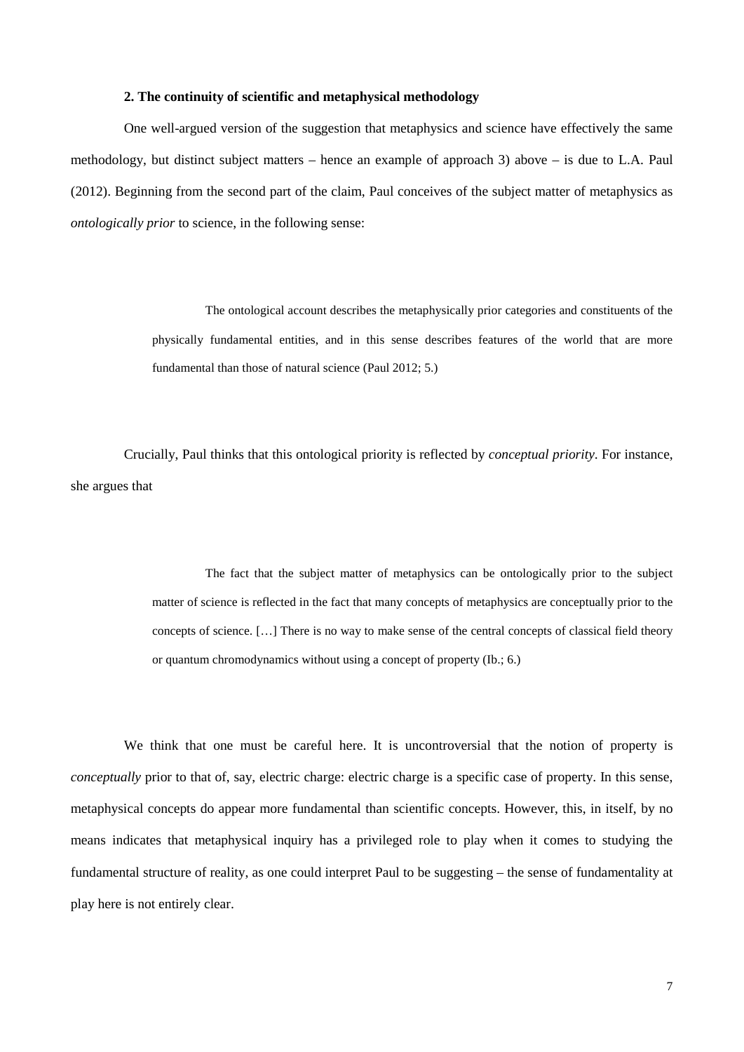## 2. The continuity of scientific and metaphysical methodology

One well-argued version of the suggestion that metaphysics and science have effectively the same methodology, but distinct subject matters – hence an example of approach 3) above – is due to L.A. Paul (2012). Beginning from the second part of the claim, Paul conceives of the subject matter of metaphysics as *ontologically prior* to science, in the following sense:

> The ontological account describes the metaphysically prior categories and constituents of the physically fundamental entities, and in this sense describes features of the world that are more fundamental than those of natural science (Paul 2012; 5.)

Crucially, Paul thinks that this ontological priority is reflected by *conceptual priority*. For instance, she argues that

> The fact that the subject matter of metaphysics can be ontologically prior to the subject matter of science is reflected in the fact that many concepts of metaphysics are conceptually prior to the concepts of science. […] There is no way to make sense of the central concepts of classical field theory or quantum chromodynamics without using a concept of property (Ib.; 6.)

We think that one must be careful here. It is uncontroversial that the notion of property is *conceptually* prior to that of, say, electric charge: electric charge is a specific case of property. In this sense, metaphysical concepts do appear more fundamental than scientific concepts. However, this, in itself, by no means indicates that metaphysical inquiry has a privileged role to play when it comes to studying the fundamental structure of reality, as one could interpret Paul to be suggesting – the sense of fundamentality at play here is not entirely clear.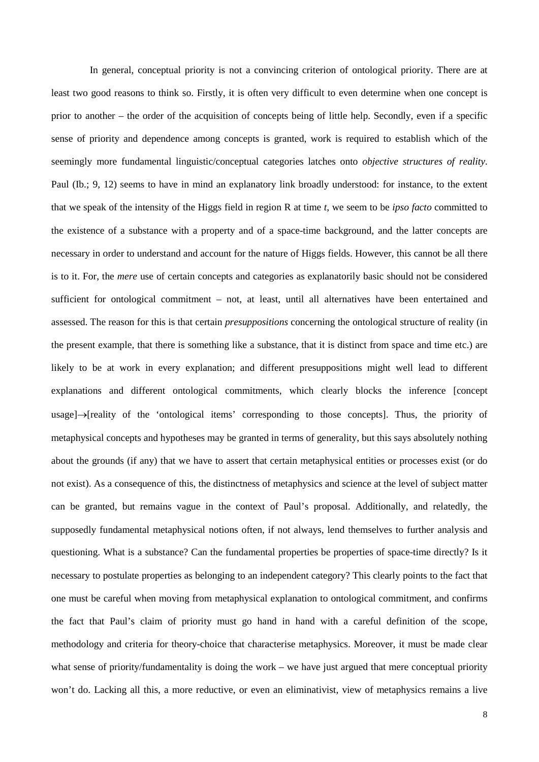In general, conceptual priority is not a convincing criterion of ontological priority. There are at least two good reasons to think so. Firstly, it is often very difficult to even determine when one concept is prior to another – the order of the acquisition of concepts being of little help. Secondly, even if a specific sense of priority and dependence among concepts is granted, work is required to establish which of the seemingly more fundamental linguistic/conceptual categories latches onto *objective structures of reality*. Paul (Ib.; 9, 12) seems to have in mind an explanatory link broadly understood: for instance, to the extent that we speak of the intensity of the Higgs field in region R at time *t*, we seem to be *ipso facto* committed to the existence of a substance with a property and of a space-time background, and the latter concepts are necessary in order to understand and account for the nature of Higgs fields. However, this cannot be all there is to it. For, the *mere* use of certain concepts and categories as explanatorily basic should not be considered sufficient for ontological commitment – not, at least, until all alternatives have been entertained and assessed. The reason for this is that certain *presuppositions* concerning the ontological structure of reality (in the present example, that there is something like a substance, that it is distinct from space and time etc.) are likely to be at work in every explanation; and different presuppositions might well lead to different explanations and different ontological commitments, which clearly blocks the inference [concept usage]→[reality of the 'ontological items' corresponding to those concepts]. Thus, the priority of metaphysical concepts and hypotheses may be granted in terms of generality, but this says absolutely nothing about the grounds (if any) that we have to assert that certain metaphysical entities or processes exist (or do not exist). As a consequence of this, the distinctness of metaphysics and science at the level of subject matter can be granted, but remains vague in the context of Paul's proposal. Additionally, and relatedly, the supposedly fundamental metaphysical notions often, if not always, lend themselves to further analysis and questioning. What is a substance? Can the fundamental properties be properties of space-time directly? Is it necessary to postulate properties as belonging to an independent category? This clearly points to the fact that one must be careful when moving from metaphysical explanation to ontological commitment, and confirms the fact that Paul's claim of priority must go hand in hand with a careful definition of the scope, methodology and criteria for theory-choice that characterise metaphysics. Moreover, it must be made clear what sense of priority/fundamentality is doing the work – we have just argued that mere conceptual priority won't do. Lacking all this, a more reductive, or even an eliminativist, view of metaphysics remains a live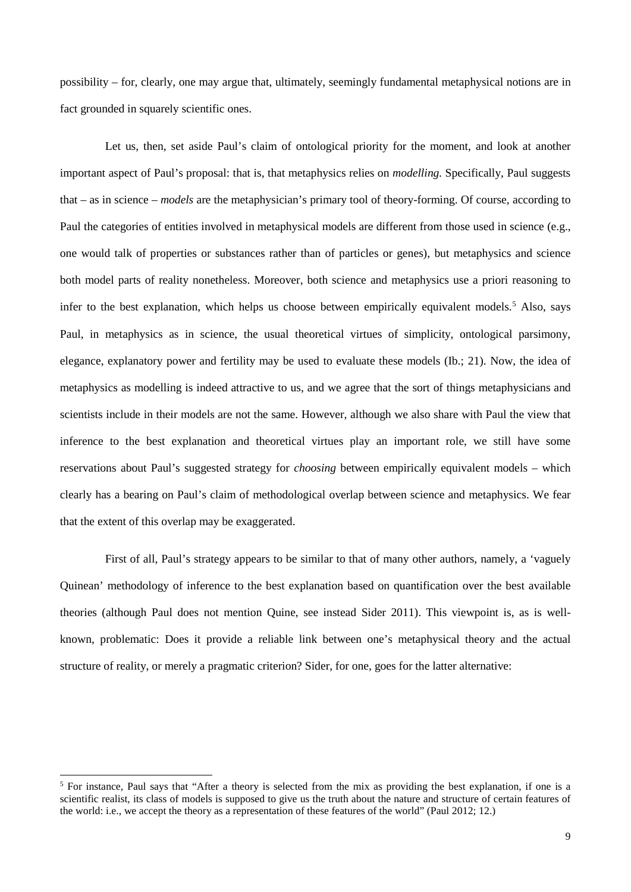possibility – for, clearly, one may argue that, ultimately, seemingly fundamental metaphysical notions are in fact grounded in squarely scientific ones.

Let us, then, set aside Paul's claim of ontological priority for the moment, and look at another important aspect of Paul's proposal: that is, that metaphysics relies on *modelling.* Specifically, Paul suggests that – as in science – *models* are the metaphysician's primary tool of theory-forming. Of course, according to Paul the categories of entities involved in metaphysical models are different from those used in science (e.g., one would talk of properties or substances rather than of particles or genes), but metaphysics and science both model parts of reality nonetheless. Moreover, both science and metaphysics use a priori reasoning to infer to the best explanation, which helps us choose between empirically equivalent models.[5] Also, says Paul, in metaphysics as in science, the usual theoretical virtues of simplicity, ontological parsimony, elegance, explanatory power and fertility may be used to evaluate these models (Ib.; 21). Now, the idea of metaphysics as modelling is indeed attractive to us, and we agree that the sort of things metaphysicians and scientists include in their models are not the same. However, although we also share with Paul the view that inference to the best explanation and theoretical virtues play an important role, we still have some reservations about Paul's suggested strategy for *choosing* between empirically equivalent models – which clearly has a bearing on Paul's claim of methodological overlap between science and metaphysics. We fear that the extent of this overlap may be exaggerated.

First of all, Paul's strategy appears to be similar to that of many other authors, namely, a 'vaguely Quinean' methodology of inference to the best explanation based on quantification over the best available theories (although Paul does not mention Quine, see instead Sider 2011). This viewpoint is, as is well-known, problematic: Does it provide a reliable link between one's metaphysical theory and the actual structure of reality, or merely a pragmatic criterion? Sider, for one, goes for the latter alternative:

[5] For instance, Paul says that "After a theory is selected from the mix as providing the best explanation, if one is a scientific realist, its class of models is supposed to give us the truth about the nature and structure of certain features of the world: i.e., we accept the theory as a representation of these features of the world" (Paul 2012; 12.)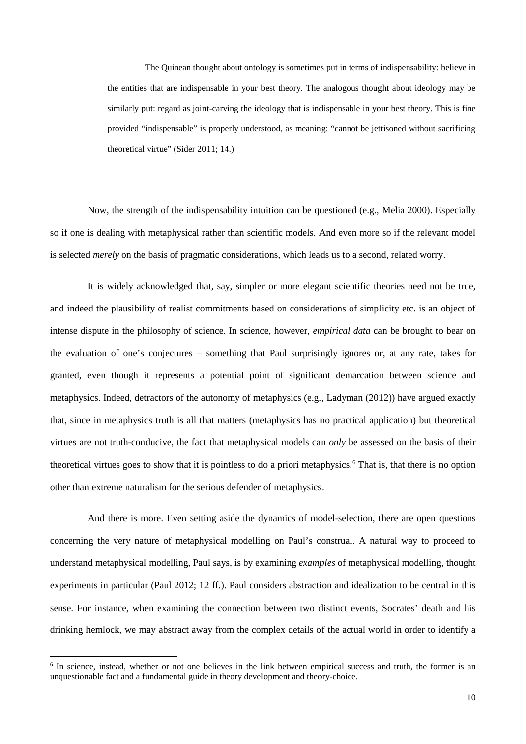> The Quinean thought about ontology is sometimes put in terms of indispensability: believe in the entities that are indispensable in your best theory. The analogous thought about ideology may be similarly put: regard as joint-carving the ideology that is indispensable in your best theory. This is fine provided "indispensable" is properly understood, as meaning: "cannot be jettisoned without sacrificing theoretical virtue" (Sider 2011; 14.)

Now, the strength of the indispensability intuition can be questioned (e.g., Melia 2000). Especially so if one is dealing with metaphysical rather than scientific models. And even more so if the relevant model is selected *merely* on the basis of pragmatic considerations, which leads us to a second, related worry.

It is widely acknowledged that, say, simpler or more elegant scientific theories need not be true, and indeed the plausibility of realist commitments based on considerations of simplicity etc. is an object of intense dispute in the philosophy of science. In science, however, *empirical data* can be brought to bear on the evaluation of one's conjectures – something that Paul surprisingly ignores or, at any rate, takes for granted, even though it represents a potential point of significant demarcation between science and metaphysics. Indeed, detractors of the autonomy of metaphysics (e.g., Ladyman (2012)) have argued exactly that, since in metaphysics truth is all that matters (metaphysics has no practical application) but theoretical virtues are not truth-conducive, the fact that metaphysical models can *only* be assessed on the basis of their theoretical virtues goes to show that it is pointless to do a priori metaphysics.[6] That is, that there is no option other than extreme naturalism for the serious defender of metaphysics.

And there is more. Even setting aside the dynamics of model-selection, there are open questions concerning the very nature of metaphysical modelling on Paul's construal. A natural way to proceed to understand metaphysical modelling, Paul says, is by examining *examples* of metaphysical modelling, thought experiments in particular (Paul 2012; 12 ff.). Paul considers abstraction and idealization to be central in this sense. For instance, when examining the connection between two distinct events, Socrates' death and his drinking hemlock, we may abstract away from the complex details of the actual world in order to identify a

[6] In science, instead, whether or not one believes in the link between empirical success and truth, the former is an unquestionable fact and a fundamental guide in theory development and theory-choice.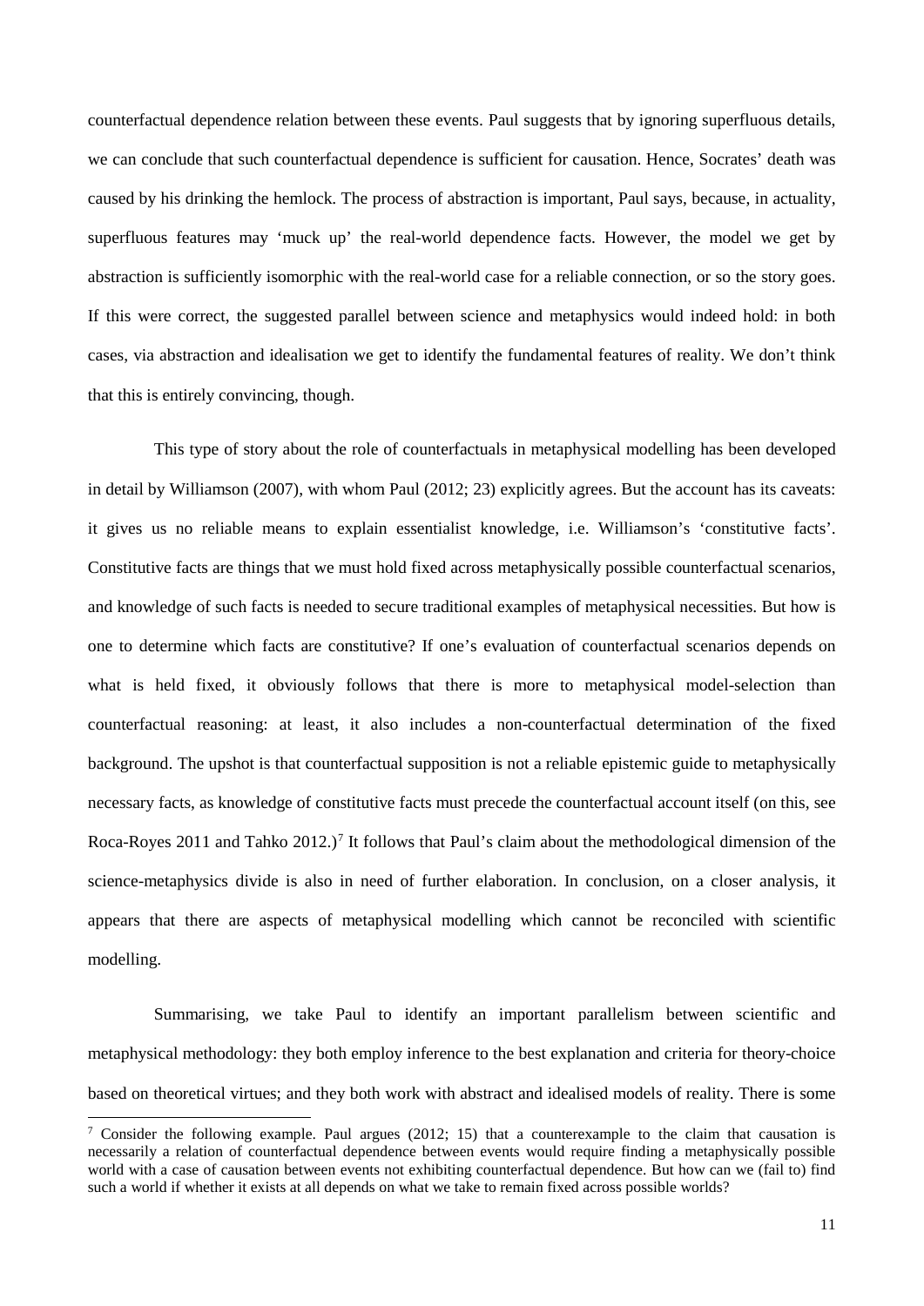counterfactual dependence relation between these events. Paul suggests that by ignoring superfluous details, we can conclude that such counterfactual dependence is sufficient for causation. Hence, Socrates' death was caused by his drinking the hemlock. The process of abstraction is important, Paul says, because, in actuality, superfluous features may 'muck up' the real-world dependence facts. However, the model we get by abstraction is sufficiently isomorphic with the real-world case for a reliable connection, or so the story goes. If this were correct, the suggested parallel between science and metaphysics would indeed hold: in both cases, via abstraction and idealisation we get to identify the fundamental features of reality. We don't think that this is entirely convincing, though.

This type of story about the role of counterfactuals in metaphysical modelling has been developed in detail by Williamson (2007), with whom Paul (2012; 23) explicitly agrees. But the account has its caveats: it gives us no reliable means to explain essentialist knowledge, i.e. Williamson's 'constitutive facts'. Constitutive facts are things that we must hold fixed across metaphysically possible counterfactual scenarios, and knowledge of such facts is needed to secure traditional examples of metaphysical necessities. But how is one to determine which facts are constitutive? If one's evaluation of counterfactual scenarios depends on what is held fixed, it obviously follows that there is more to metaphysical model-selection than counterfactual reasoning: at least, it also includes a non-counterfactual determination of the fixed background. The upshot is that counterfactual supposition is not a reliable epistemic guide to metaphysically necessary facts, as knowledge of constitutive facts must precede the counterfactual account itself (on this, see Roca-Royes 2011 and Tahko 2012.)[7] It follows that Paul's claim about the methodological dimension of the science-metaphysics divide is also in need of further elaboration. In conclusion, on a closer analysis, it appears that there are aspects of metaphysical modelling which cannot be reconciled with scientific modelling.

Summarising, we take Paul to identify an important parallelism between scientific and metaphysical methodology: they both employ inference to the best explanation and criteria for theory-choice based on theoretical virtues; and they both work with abstract and idealised models of reality. There is some

[7] Consider the following example. Paul argues (2012; 15) that a counterexample to the claim that causation is necessarily a relation of counterfactual dependence between events would require finding a metaphysically possible world with a case of causation between events not exhibiting counterfactual dependence. But how can we (fail to) find such a world if whether it exists at all depends on what we take to remain fixed across possible worlds?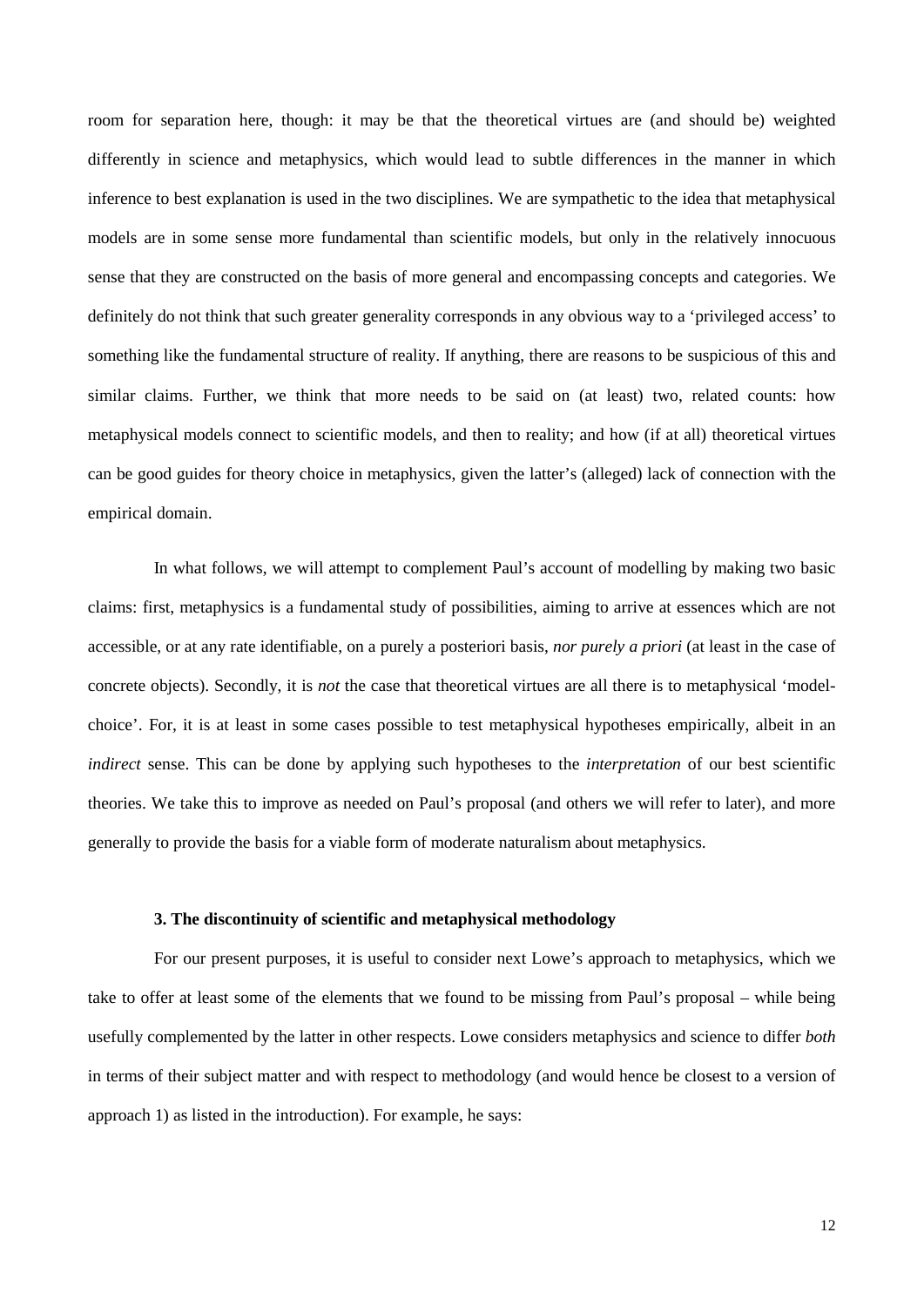room for separation here, though: it may be that the theoretical virtues are (and should be) weighted differently in science and metaphysics, which would lead to subtle differences in the manner in which inference to best explanation is used in the two disciplines. We are sympathetic to the idea that metaphysical models are in some sense more fundamental than scientific models, but only in the relatively innocuous sense that they are constructed on the basis of more general and encompassing concepts and categories. We definitely do not think that such greater generality corresponds in any obvious way to a 'privileged access' to something like the fundamental structure of reality. If anything, there are reasons to be suspicious of this and similar claims. Further, we think that more needs to be said on (at least) two, related counts: how metaphysical models connect to scientific models, and then to reality; and how (if at all) theoretical virtues can be good guides for theory choice in metaphysics, given the latter's (alleged) lack of connection with the empirical domain.

In what follows, we will attempt to complement Paul's account of modelling by making two basic claims: first, metaphysics is a fundamental study of possibilities, aiming to arrive at essences which are not accessible, or at any rate identifiable, on a purely a posteriori basis, *nor purely a priori* (at least in the case of concrete objects). Secondly, it is *not* the case that theoretical virtues are all there is to metaphysical 'model-choice'. For, it is at least in some cases possible to test metaphysical hypotheses empirically, albeit in an *indirect* sense. This can be done by applying such hypotheses to the *interpretation* of our best scientific theories. We take this to improve as needed on Paul's proposal (and others we will refer to later), and more generally to provide the basis for a viable form of moderate naturalism about metaphysics.

### 3. The discontinuity of scientific and metaphysical methodology

For our present purposes, it is useful to consider next Lowe's approach to metaphysics, which we take to offer at least some of the elements that we found to be missing from Paul's proposal – while being usefully complemented by the latter in other respects. Lowe considers metaphysics and science to differ *both* in terms of their subject matter and with respect to methodology (and would hence be closest to a version of approach 1) as listed in the introduction). For example, he says: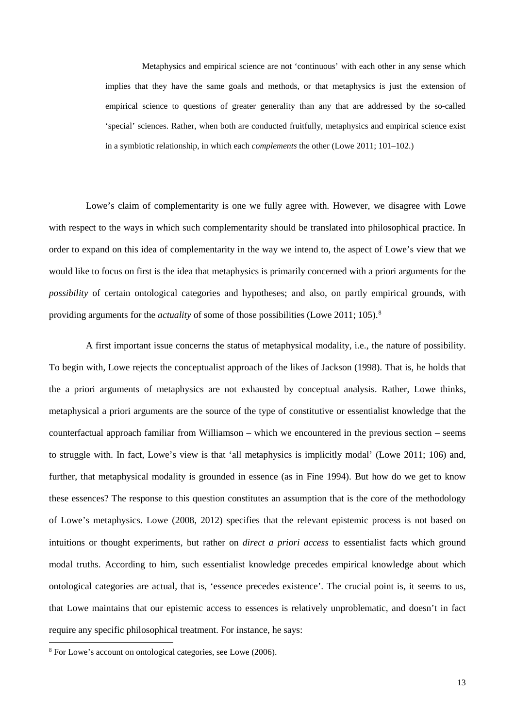> Metaphysics and empirical science are not 'continuous' with each other in any sense which implies that they have the same goals and methods, or that metaphysics is just the extension of empirical science to questions of greater generality than any that are addressed by the so-called 'special' sciences. Rather, when both are conducted fruitfully, metaphysics and empirical science exist in a symbiotic relationship, in which each *complements* the other (Lowe 2011; 101–102.)

Lowe's claim of complementarity is one we fully agree with. However, we disagree with Lowe with respect to the ways in which such complementarity should be translated into philosophical practice. In order to expand on this idea of complementarity in the way we intend to, the aspect of Lowe's view that we would like to focus on first is the idea that metaphysics is primarily concerned with a priori arguments for the *possibility* of certain ontological categories and hypotheses; and also, on partly empirical grounds, with providing arguments for the *actuality* of some of those possibilities (Lowe 2011; 105).[8]

A first important issue concerns the status of metaphysical modality, i.e., the nature of possibility. To begin with, Lowe rejects the conceptualist approach of the likes of Jackson (1998). That is, he holds that the a priori arguments of metaphysics are not exhausted by conceptual analysis. Rather, Lowe thinks, metaphysical a priori arguments are the source of the type of constitutive or essentialist knowledge that the counterfactual approach familiar from Williamson – which we encountered in the previous section – seems to struggle with. In fact, Lowe's view is that 'all metaphysics is implicitly modal' (Lowe 2011; 106) and, further, that metaphysical modality is grounded in essence (as in Fine 1994). But how do we get to know these essences? The response to this question constitutes an assumption that is the core of the methodology of Lowe's metaphysics. Lowe (2008, 2012) specifies that the relevant epistemic process is not based on intuitions or thought experiments, but rather on *direct a priori access* to essentialist facts which ground modal truths. According to him, such essentialist knowledge precedes empirical knowledge about which ontological categories are actual, that is, 'essence precedes existence'. The crucial point is, it seems to us, that Lowe maintains that our epistemic access to essences is relatively unproblematic, and doesn't in fact require any specific philosophical treatment. For instance, he says:

[8] For Lowe's account on ontological categories, see Lowe (2006).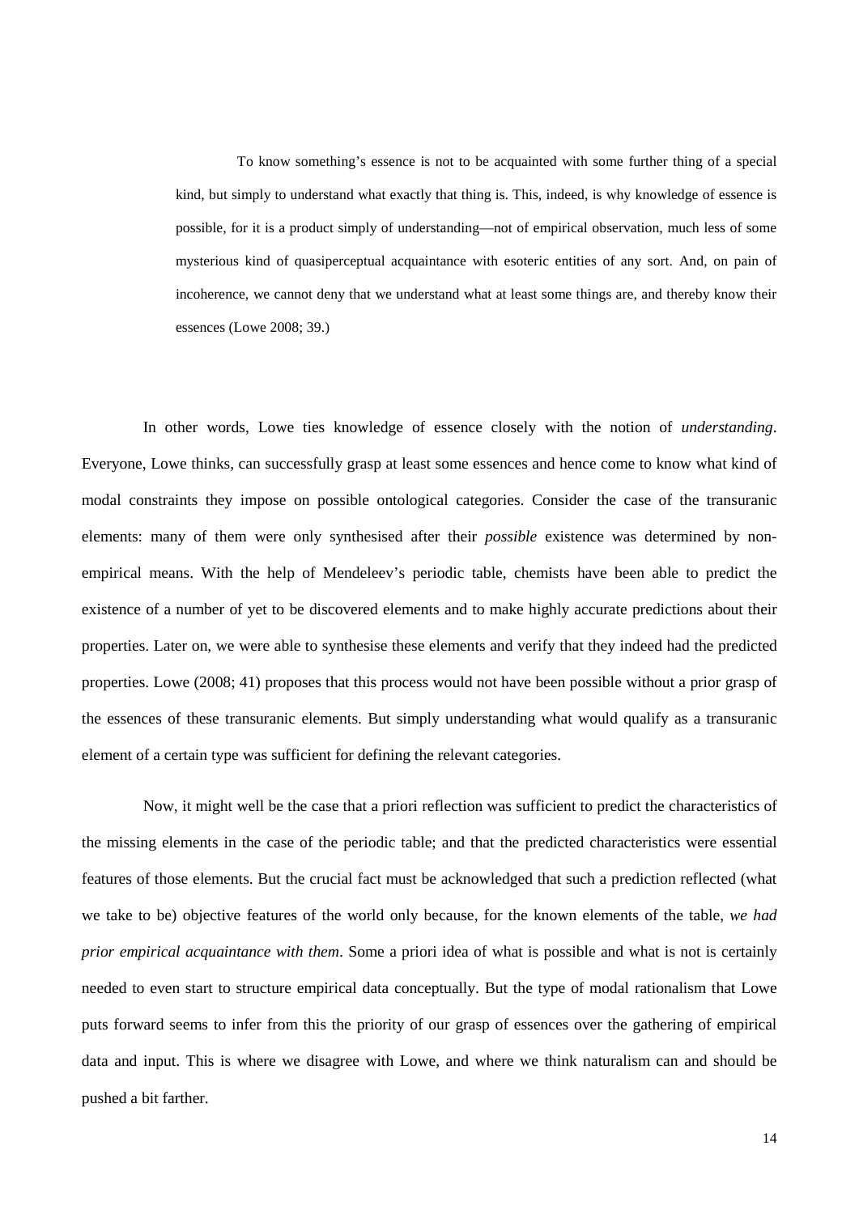> To know something's essence is not to be acquainted with some further thing of a special kind, but simply to understand what exactly that thing is. This, indeed, is why knowledge of essence is possible, for it is a product simply of understanding—not of empirical observation, much less of some mysterious kind of quasiperceptual acquaintance with esoteric entities of any sort. And, on pain of incoherence, we cannot deny that we understand what at least some things are, and thereby know their essences (Lowe 2008; 39.)

In other words, Lowe ties knowledge of essence closely with the notion of *understanding*. Everyone, Lowe thinks, can successfully grasp at least some essences and hence come to know what kind of modal constraints they impose on possible ontological categories. Consider the case of the transuranic elements: many of them were only synthesised after their *possible* existence was determined by non-empirical means. With the help of Mendeleev's periodic table, chemists have been able to predict the existence of a number of yet to be discovered elements and to make highly accurate predictions about their properties. Later on, we were able to synthesise these elements and verify that they indeed had the predicted properties. Lowe (2008; 41) proposes that this process would not have been possible without a prior grasp of the essences of these transuranic elements. But simply understanding what would qualify as a transuranic element of a certain type was sufficient for defining the relevant categories.

Now, it might well be the case that a priori reflection was sufficient to predict the characteristics of the missing elements in the case of the periodic table; and that the predicted characteristics were essential features of those elements. But the crucial fact must be acknowledged that such a prediction reflected (what we take to be) objective features of the world only because, for the known elements of the table, *we had prior empirical acquaintance with them*. Some a priori idea of what is possible and what is not is certainly needed to even start to structure empirical data conceptually. But the type of modal rationalism that Lowe puts forward seems to infer from this the priority of our grasp of essences over the gathering of empirical data and input. This is where we disagree with Lowe, and where we think naturalism can and should be pushed a bit farther.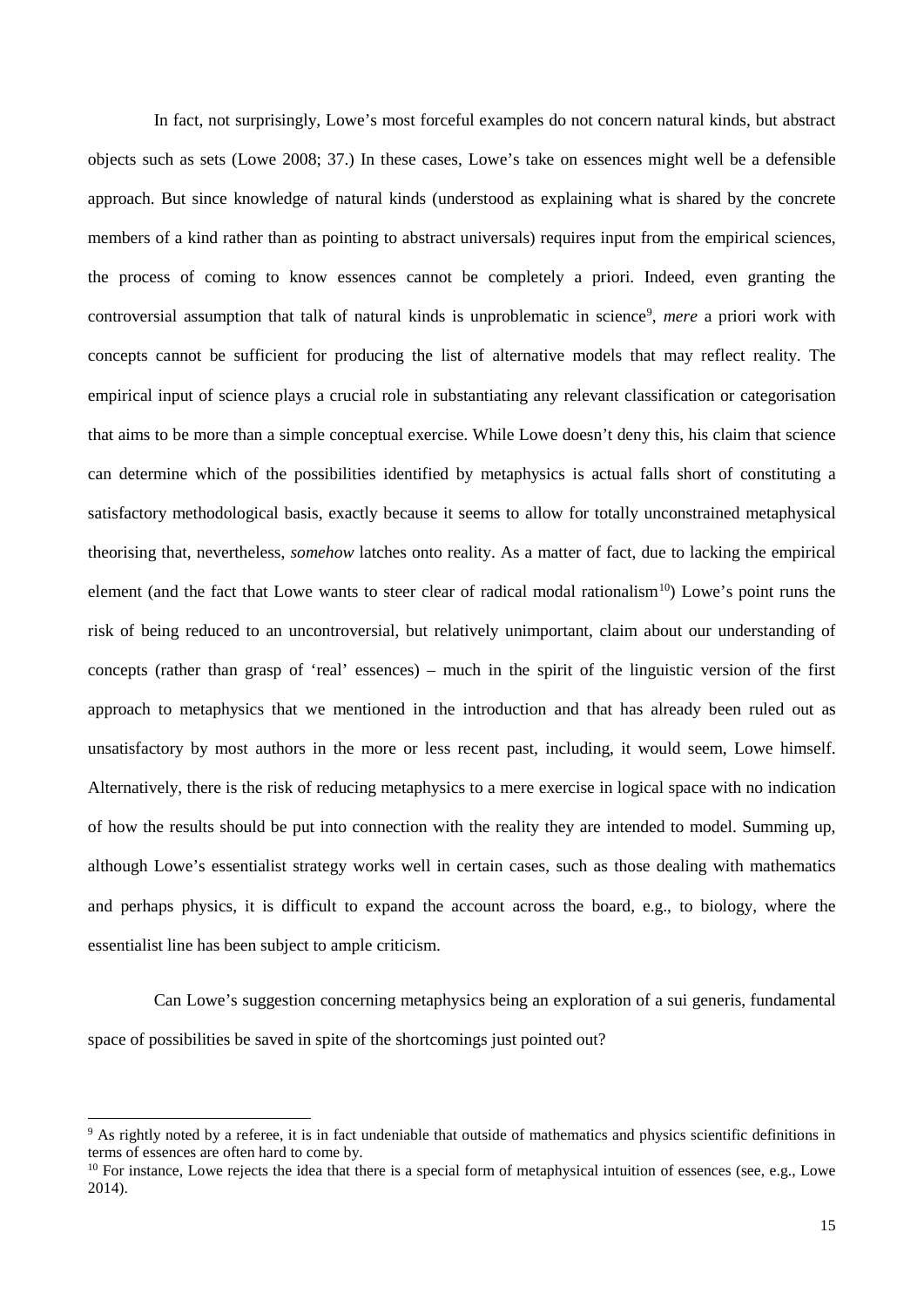In fact, not surprisingly, Lowe's most forceful examples do not concern natural kinds, but abstract objects such as sets (Lowe 2008; 37.) In these cases, Lowe's take on essences might well be a defensible approach. But since knowledge of natural kinds (understood as explaining what is shared by the concrete members of a kind rather than as pointing to abstract universals) requires input from the empirical sciences, the process of coming to know essences cannot be completely a priori. Indeed, even granting the controversial assumption that talk of natural kinds is unproblematic in science[9], *mere* a priori work with concepts cannot be sufficient for producing the list of alternative models that may reflect reality. The empirical input of science plays a crucial role in substantiating any relevant classification or categorisation that aims to be more than a simple conceptual exercise. While Lowe doesn't deny this, his claim that science can determine which of the possibilities identified by metaphysics is actual falls short of constituting a satisfactory methodological basis, exactly because it seems to allow for totally unconstrained metaphysical theorising that, nevertheless, *somehow* latches onto reality. As a matter of fact, due to lacking the empirical element (and the fact that Lowe wants to steer clear of radical modal rationalism[10]) Lowe's point runs the risk of being reduced to an uncontroversial, but relatively unimportant, claim about our understanding of concepts (rather than grasp of 'real' essences) – much in the spirit of the linguistic version of the first approach to metaphysics that we mentioned in the introduction and that has already been ruled out as unsatisfactory by most authors in the more or less recent past, including, it would seem, Lowe himself. Alternatively, there is the risk of reducing metaphysics to a mere exercise in logical space with no indication of how the results should be put into connection with the reality they are intended to model. Summing up, although Lowe's essentialist strategy works well in certain cases, such as those dealing with mathematics and perhaps physics, it is difficult to expand the account across the board, e.g., to biology, where the essentialist line has been subject to ample criticism.

Can Lowe's suggestion concerning metaphysics being an exploration of a sui generis, fundamental space of possibilities be saved in spite of the shortcomings just pointed out?

[9] As rightly noted by a referee, it is in fact undeniable that outside of mathematics and physics scientific definitions in terms of essences are often hard to come by.

[10] For instance, Lowe rejects the idea that there is a special form of metaphysical intuition of essences (see, e.g., Lowe 2014).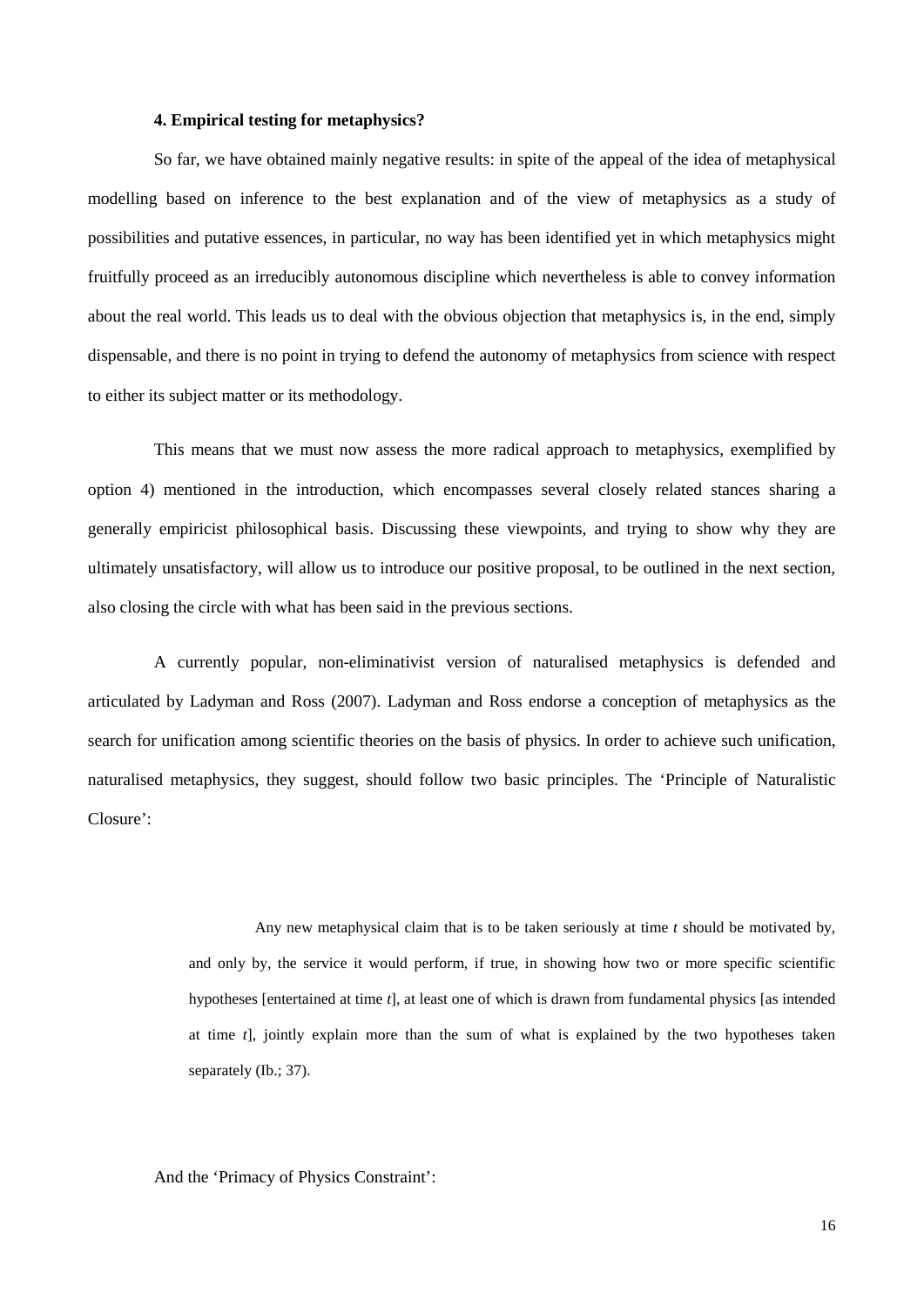### 4. Empirical testing for metaphysics?

So far, we have obtained mainly negative results: in spite of the appeal of the idea of metaphysical modelling based on inference to the best explanation and of the view of metaphysics as a study of possibilities and putative essences, in particular, no way has been identified yet in which metaphysics might fruitfully proceed as an irreducibly autonomous discipline which nevertheless is able to convey information about the real world. This leads us to deal with the obvious objection that metaphysics is, in the end, simply dispensable, and there is no point in trying to defend the autonomy of metaphysics from science with respect to either its subject matter or its methodology.

This means that we must now assess the more radical approach to metaphysics, exemplified by option 4) mentioned in the introduction, which encompasses several closely related stances sharing a generally empiricist philosophical basis. Discussing these viewpoints, and trying to show why they are ultimately unsatisfactory, will allow us to introduce our positive proposal, to be outlined in the next section, also closing the circle with what has been said in the previous sections.

A currently popular, non-eliminativist version of naturalised metaphysics is defended and articulated by Ladyman and Ross (2007). Ladyman and Ross endorse a conception of metaphysics as the search for unification among scientific theories on the basis of physics. In order to achieve such unification, naturalised metaphysics, they suggest, should follow two basic principles. The 'Principle of Naturalistic Closure':

> Any new metaphysical claim that is to be taken seriously at time *t* should be motivated by, and only by, the service it would perform, if true, in showing how two or more specific scientific hypotheses [entertained at time *t*], at least one of which is drawn from fundamental physics [as intended at time *t*], jointly explain more than the sum of what is explained by the two hypotheses taken separately (Ib.; 37).

And the 'Primacy of Physics Constraint':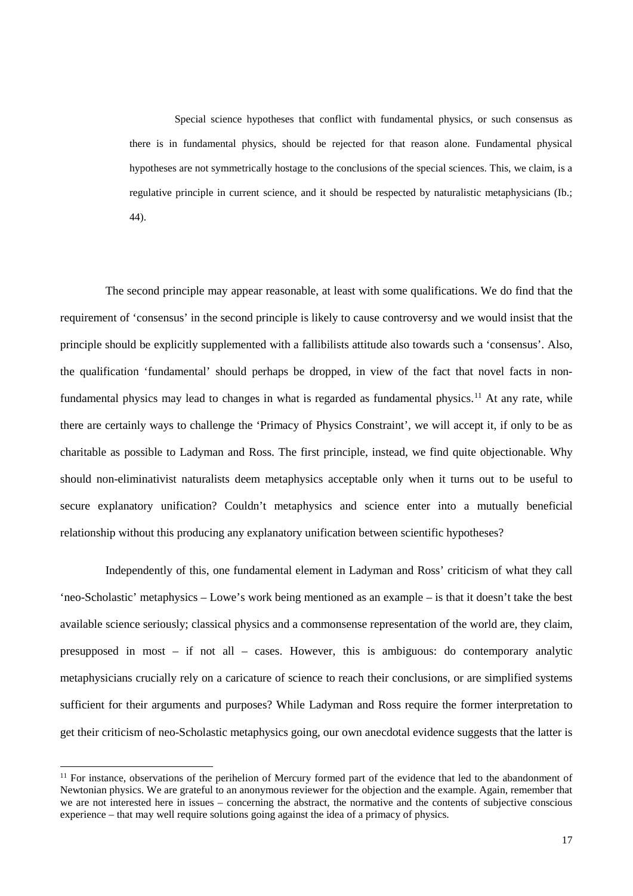> Special science hypotheses that conflict with fundamental physics, or such consensus as there is in fundamental physics, should be rejected for that reason alone. Fundamental physical hypotheses are not symmetrically hostage to the conclusions of the special sciences. This, we claim, is a regulative principle in current science, and it should be respected by naturalistic metaphysicians (Ib.; 44).

The second principle may appear reasonable, at least with some qualifications. We do find that the requirement of 'consensus' in the second principle is likely to cause controversy and we would insist that the principle should be explicitly supplemented with a fallibilists attitude also towards such a 'consensus'. Also, the qualification 'fundamental' should perhaps be dropped, in view of the fact that novel facts in non-fundamental physics may lead to changes in what is regarded as fundamental physics.[11] At any rate, while there are certainly ways to challenge the 'Primacy of Physics Constraint', we will accept it, if only to be as charitable as possible to Ladyman and Ross. The first principle, instead, we find quite objectionable. Why should non-eliminativist naturalists deem metaphysics acceptable only when it turns out to be useful to secure explanatory unification? Couldn't metaphysics and science enter into a mutually beneficial relationship without this producing any explanatory unification between scientific hypotheses?

Independently of this, one fundamental element in Ladyman and Ross' criticism of what they call 'neo-Scholastic' metaphysics – Lowe's work being mentioned as an example – is that it doesn't take the best available science seriously; classical physics and a commonsense representation of the world are, they claim, presupposed in most – if not all – cases. However, this is ambiguous: do contemporary analytic metaphysicians crucially rely on a caricature of science to reach their conclusions, or are simplified systems sufficient for their arguments and purposes? While Ladyman and Ross require the former interpretation to get their criticism of neo-Scholastic metaphysics going, our own anecdotal evidence suggests that the latter is

[11] For instance, observations of the perihelion of Mercury formed part of the evidence that led to the abandonment of Newtonian physics. We are grateful to an anonymous reviewer for the objection and the example. Again, remember that we are not interested here in issues – concerning the abstract, the normative and the contents of subjective conscious experience – that may well require solutions going against the idea of a primacy of physics.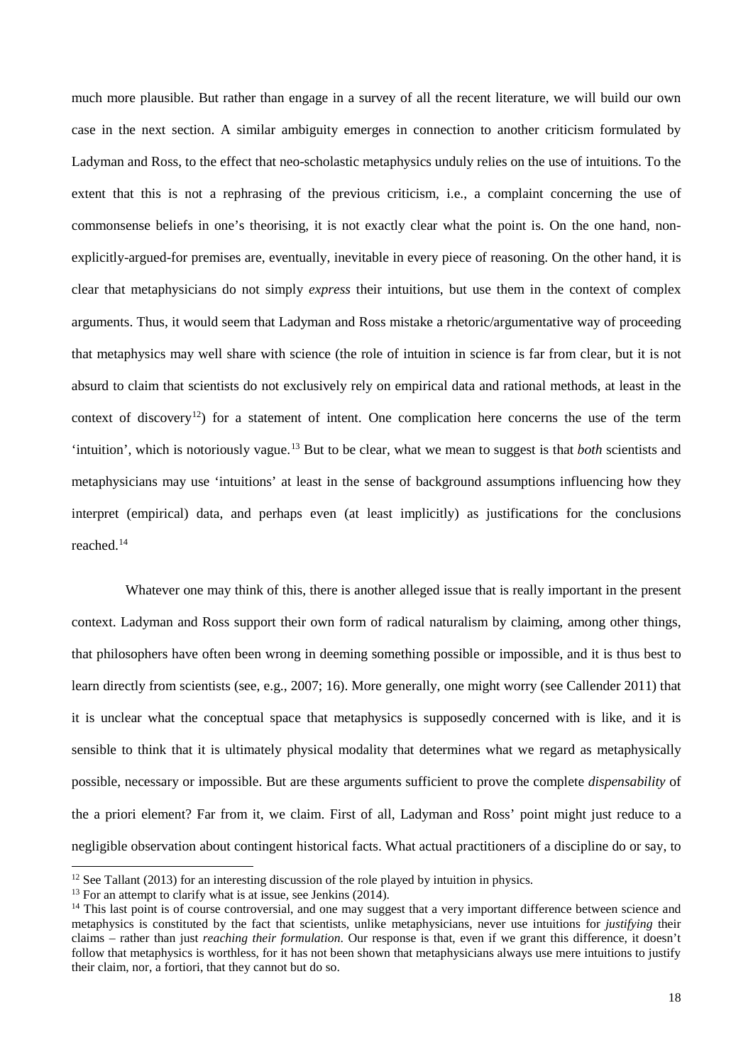much more plausible. But rather than engage in a survey of all the recent literature, we will build our own case in the next section. A similar ambiguity emerges in connection to another criticism formulated by Ladyman and Ross, to the effect that neo-scholastic metaphysics unduly relies on the use of intuitions. To the extent that this is not a rephrasing of the previous criticism, i.e., a complaint concerning the use of commonsense beliefs in one's theorising, it is not exactly clear what the point is. On the one hand, non-explicitly-argued-for premises are, eventually, inevitable in every piece of reasoning. On the other hand, it is clear that metaphysicians do not simply *express* their intuitions, but use them in the context of complex arguments. Thus, it would seem that Ladyman and Ross mistake a rhetoric/argumentative way of proceeding that metaphysics may well share with science (the role of intuition in science is far from clear, but it is not absurd to claim that scientists do not exclusively rely on empirical data and rational methods, at least in the context of discovery[12]) for a statement of intent. One complication here concerns the use of the term 'intuition', which is notoriously vague.[13] But to be clear, what we mean to suggest is that *both* scientists and metaphysicians may use 'intuitions' at least in the sense of background assumptions influencing how they interpret (empirical) data, and perhaps even (at least implicitly) as justifications for the conclusions reached.[14]

Whatever one may think of this, there is another alleged issue that is really important in the present context. Ladyman and Ross support their own form of radical naturalism by claiming, among other things, that philosophers have often been wrong in deeming something possible or impossible, and it is thus best to learn directly from scientists (see, e.g., 2007; 16). More generally, one might worry (see Callender 2011) that it is unclear what the conceptual space that metaphysics is supposedly concerned with is like, and it is sensible to think that it is ultimately physical modality that determines what we regard as metaphysically possible, necessary or impossible. But are these arguments sufficient to prove the complete *dispensability* of the a priori element? Far from it, we claim. First of all, Ladyman and Ross' point might just reduce to a negligible observation about contingent historical facts. What actual practitioners of a discipline do or say, to

---

[12] See Tallant (2013) for an interesting discussion of the role played by intuition in physics.

[13] For an attempt to clarify what is at issue, see Jenkins (2014).

[14] This last point is of course controversial, and one may suggest that a very important difference between science and metaphysics is constituted by the fact that scientists, unlike metaphysicians, never use intuitions for *justifying* their claims – rather than just *reaching their formulation*. Our response is that, even if we grant this difference, it doesn't follow that metaphysics is worthless, for it has not been shown that metaphysicians always use mere intuitions to justify their claim, nor, a fortiori, that they cannot but do so.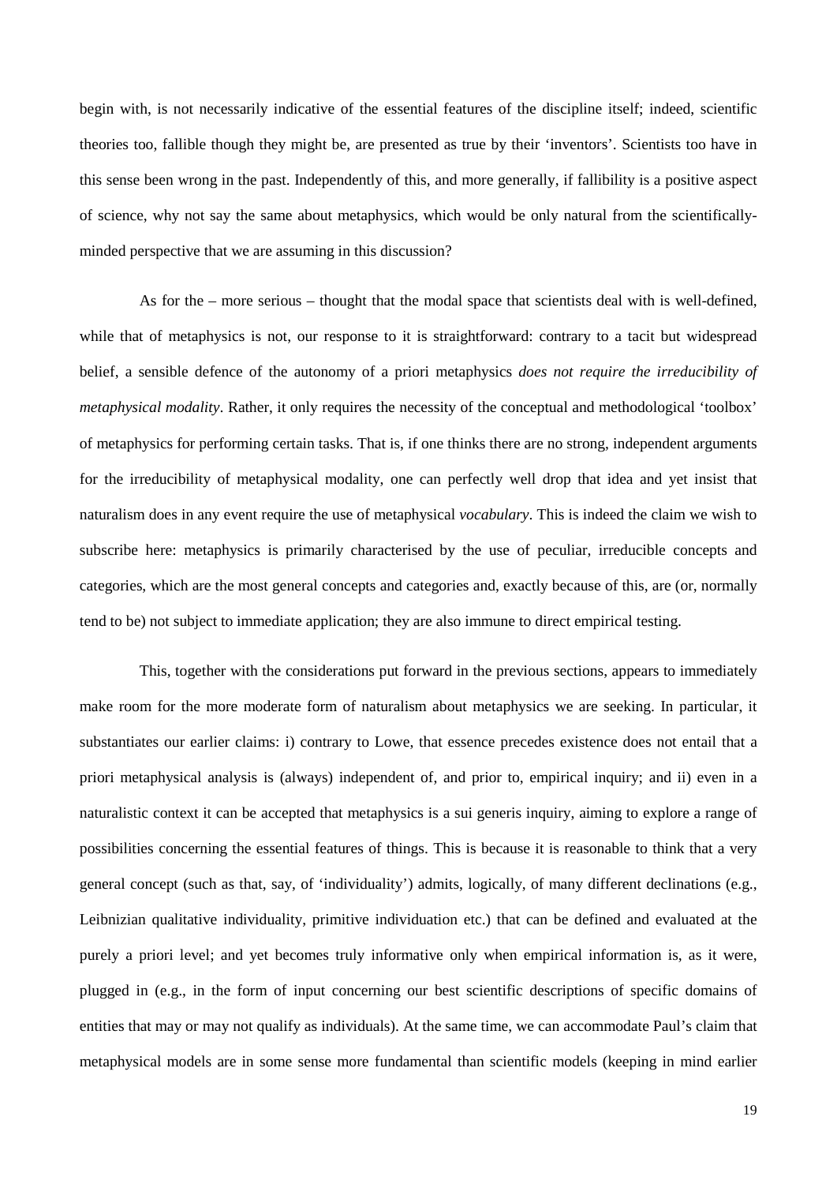begin with, is not necessarily indicative of the essential features of the discipline itself; indeed, scientific theories too, fallible though they might be, are presented as true by their 'inventors'. Scientists too have in this sense been wrong in the past. Independently of this, and more generally, if fallibility is a positive aspect of science, why not say the same about metaphysics, which would be only natural from the scientifically-minded perspective that we are assuming in this discussion?

As for the – more serious – thought that the modal space that scientists deal with is well-defined, while that of metaphysics is not, our response to it is straightforward: contrary to a tacit but widespread belief, a sensible defence of the autonomy of a priori metaphysics *does not require the irreducibility of metaphysical modality*. Rather, it only requires the necessity of the conceptual and methodological 'toolbox' of metaphysics for performing certain tasks. That is, if one thinks there are no strong, independent arguments for the irreducibility of metaphysical modality, one can perfectly well drop that idea and yet insist that naturalism does in any event require the use of metaphysical *vocabulary*. This is indeed the claim we wish to subscribe here: metaphysics is primarily characterised by the use of peculiar, irreducible concepts and categories, which are the most general concepts and categories and, exactly because of this, are (or, normally tend to be) not subject to immediate application; they are also immune to direct empirical testing.

This, together with the considerations put forward in the previous sections, appears to immediately make room for the more moderate form of naturalism about metaphysics we are seeking. In particular, it substantiates our earlier claims: i) contrary to Lowe, that essence precedes existence does not entail that a priori metaphysical analysis is (always) independent of, and prior to, empirical inquiry; and ii) even in a naturalistic context it can be accepted that metaphysics is a sui generis inquiry, aiming to explore a range of possibilities concerning the essential features of things. This is because it is reasonable to think that a very general concept (such as that, say, of 'individuality') admits, logically, of many different declinations (e.g., Leibnizian qualitative individuality, primitive individuation etc.) that can be defined and evaluated at the purely a priori level; and yet becomes truly informative only when empirical information is, as it were, plugged in (e.g., in the form of input concerning our best scientific descriptions of specific domains of entities that may or may not qualify as individuals). At the same time, we can accommodate Paul's claim that metaphysical models are in some sense more fundamental than scientific models (keeping in mind earlier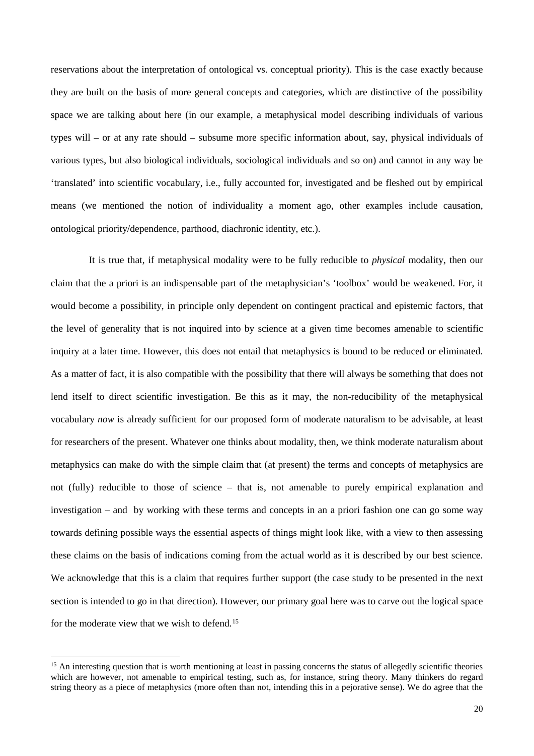reservations about the interpretation of ontological vs. conceptual priority). This is the case exactly because they are built on the basis of more general concepts and categories, which are distinctive of the possibility space we are talking about here (in our example, a metaphysical model describing individuals of various types will – or at any rate should – subsume more specific information about, say, physical individuals of various types, but also biological individuals, sociological individuals and so on) and cannot in any way be 'translated' into scientific vocabulary, i.e., fully accounted for, investigated and be fleshed out by empirical means (we mentioned the notion of individuality a moment ago, other examples include causation, ontological priority/dependence, parthood, diachronic identity, etc.).

It is true that, if metaphysical modality were to be fully reducible to *physical* modality, then our claim that the a priori is an indispensable part of the metaphysician's 'toolbox' would be weakened. For, it would become a possibility, in principle only dependent on contingent practical and epistemic factors, that the level of generality that is not inquired into by science at a given time becomes amenable to scientific inquiry at a later time. However, this does not entail that metaphysics is bound to be reduced or eliminated. As a matter of fact, it is also compatible with the possibility that there will always be something that does not lend itself to direct scientific investigation. Be this as it may, the non-reducibility of the metaphysical vocabulary *now* is already sufficient for our proposed form of moderate naturalism to be advisable, at least for researchers of the present. Whatever one thinks about modality, then, we think moderate naturalism about metaphysics can make do with the simple claim that (at present) the terms and concepts of metaphysics are not (fully) reducible to those of science – that is, not amenable to purely empirical explanation and investigation – and by working with these terms and concepts in an a priori fashion one can go some way towards defining possible ways the essential aspects of things might look like, with a view to then assessing these claims on the basis of indications coming from the actual world as it is described by our best science. We acknowledge that this is a claim that requires further support (the case study to be presented in the next section is intended to go in that direction). However, our primary goal here was to carve out the logical space for the moderate view that we wish to defend.[15]

[15] An interesting question that is worth mentioning at least in passing concerns the status of allegedly scientific theories which are however, not amenable to empirical testing, such as, for instance, string theory. Many thinkers do regard string theory as a piece of metaphysics (more often than not, intending this in a pejorative sense). We do agree that the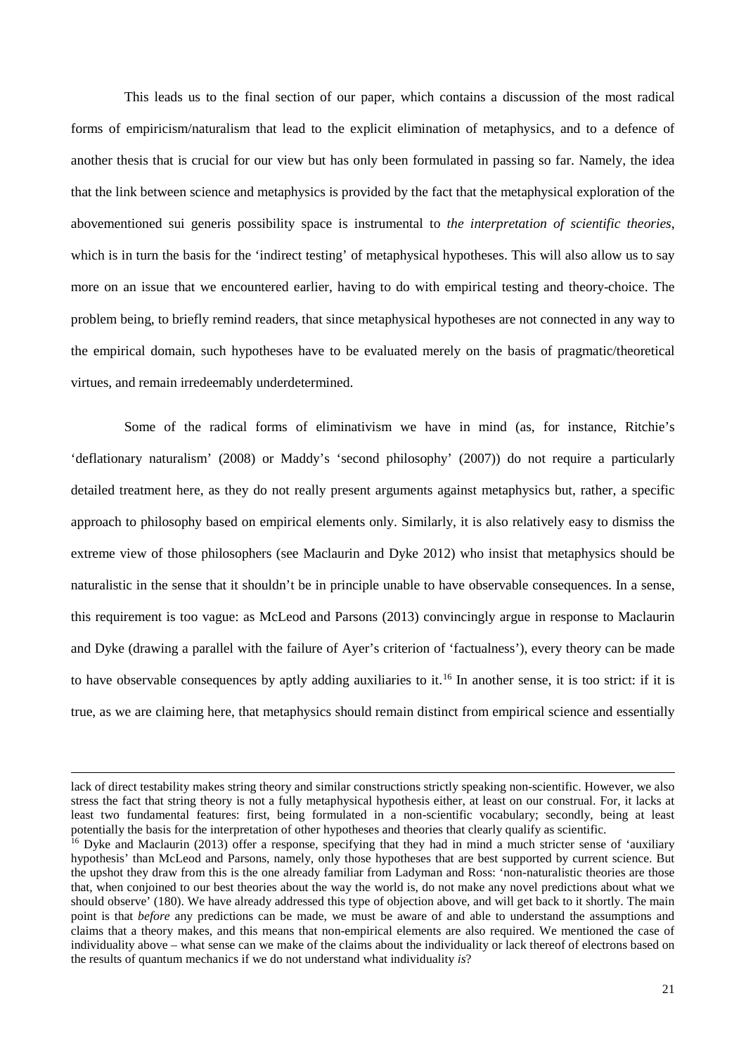This leads us to the final section of our paper, which contains a discussion of the most radical forms of empiricism/naturalism that lead to the explicit elimination of metaphysics, and to a defence of another thesis that is crucial for our view but has only been formulated in passing so far. Namely, the idea that the link between science and metaphysics is provided by the fact that the metaphysical exploration of the abovementioned sui generis possibility space is instrumental to *the interpretation of scientific theories*, which is in turn the basis for the 'indirect testing' of metaphysical hypotheses. This will also allow us to say more on an issue that we encountered earlier, having to do with empirical testing and theory-choice. The problem being, to briefly remind readers, that since metaphysical hypotheses are not connected in any way to the empirical domain, such hypotheses have to be evaluated merely on the basis of pragmatic/theoretical virtues, and remain irredeemably underdetermined.

Some of the radical forms of eliminativism we have in mind (as, for instance, Ritchie's 'deflationary naturalism' (2008) or Maddy's 'second philosophy' (2007)) do not require a particularly detailed treatment here, as they do not really present arguments against metaphysics but, rather, a specific approach to philosophy based on empirical elements only. Similarly, it is also relatively easy to dismiss the extreme view of those philosophers (see Maclaurin and Dyke 2012) who insist that metaphysics should be naturalistic in the sense that it shouldn't be in principle unable to have observable consequences. In a sense, this requirement is too vague: as McLeod and Parsons (2013) convincingly argue in response to Maclaurin and Dyke (drawing a parallel with the failure of Ayer's criterion of 'factualness'), every theory can be made to have observable consequences by aptly adding auxiliaries to it.[16] In another sense, it is too strict: if it is true, as we are claiming here, that metaphysics should remain distinct from empirical science and essentially

---

lack of direct testability makes string theory and similar constructions strictly speaking non-scientific. However, we also stress the fact that string theory is not a fully metaphysical hypothesis either, at least on our construal. For, it lacks at least two fundamental features: first, being formulated in a non-scientific vocabulary; secondly, being at least potentially the basis for the interpretation of other hypotheses and theories that clearly qualify as scientific.

[16] Dyke and Maclaurin (2013) offer a response, specifying that they had in mind a much stricter sense of 'auxiliary hypothesis' than McLeod and Parsons, namely, only those hypotheses that are best supported by current science. But the upshot they draw from this is the one already familiar from Ladyman and Ross: 'non-naturalistic theories are those that, when conjoined to our best theories about the way the world is, do not make any novel predictions about what we should observe' (180). We have already addressed this type of objection above, and will get back to it shortly. The main point is that *before* any predictions can be made, we must be aware of and able to understand the assumptions and claims that a theory makes, and this means that non-empirical elements are also required. We mentioned the case of individuality above – what sense can we make of the claims about the individuality or lack thereof of electrons based on the results of quantum mechanics if we do not understand what individuality *is*?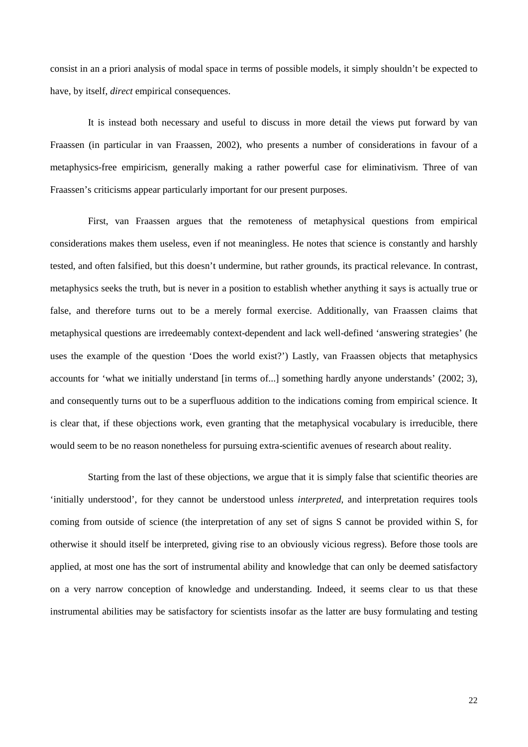consist in an a priori analysis of modal space in terms of possible models, it simply shouldn't be expected to have, by itself, *direct* empirical consequences.

It is instead both necessary and useful to discuss in more detail the views put forward by van Fraassen (in particular in van Fraassen, 2002), who presents a number of considerations in favour of a metaphysics-free empiricism, generally making a rather powerful case for eliminativism. Three of van Fraassen's criticisms appear particularly important for our present purposes.

First, van Fraassen argues that the remoteness of metaphysical questions from empirical considerations makes them useless, even if not meaningless. He notes that science is constantly and harshly tested, and often falsified, but this doesn't undermine, but rather grounds, its practical relevance. In contrast, metaphysics seeks the truth, but is never in a position to establish whether anything it says is actually true or false, and therefore turns out to be a merely formal exercise. Additionally, van Fraassen claims that metaphysical questions are irredeemably context-dependent and lack well-defined 'answering strategies' (he uses the example of the question 'Does the world exist?') Lastly, van Fraassen objects that metaphysics accounts for 'what we initially understand [in terms of...] something hardly anyone understands' (2002; 3), and consequently turns out to be a superfluous addition to the indications coming from empirical science. It is clear that, if these objections work, even granting that the metaphysical vocabulary is irreducible, there would seem to be no reason nonetheless for pursuing extra-scientific avenues of research about reality.

Starting from the last of these objections, we argue that it is simply false that scientific theories are 'initially understood', for they cannot be understood unless *interpreted*, and interpretation requires tools coming from outside of science (the interpretation of any set of signs S cannot be provided within S, for otherwise it should itself be interpreted, giving rise to an obviously vicious regress). Before those tools are applied, at most one has the sort of instrumental ability and knowledge that can only be deemed satisfactory on a very narrow conception of knowledge and understanding. Indeed, it seems clear to us that these instrumental abilities may be satisfactory for scientists insofar as the latter are busy formulating and testing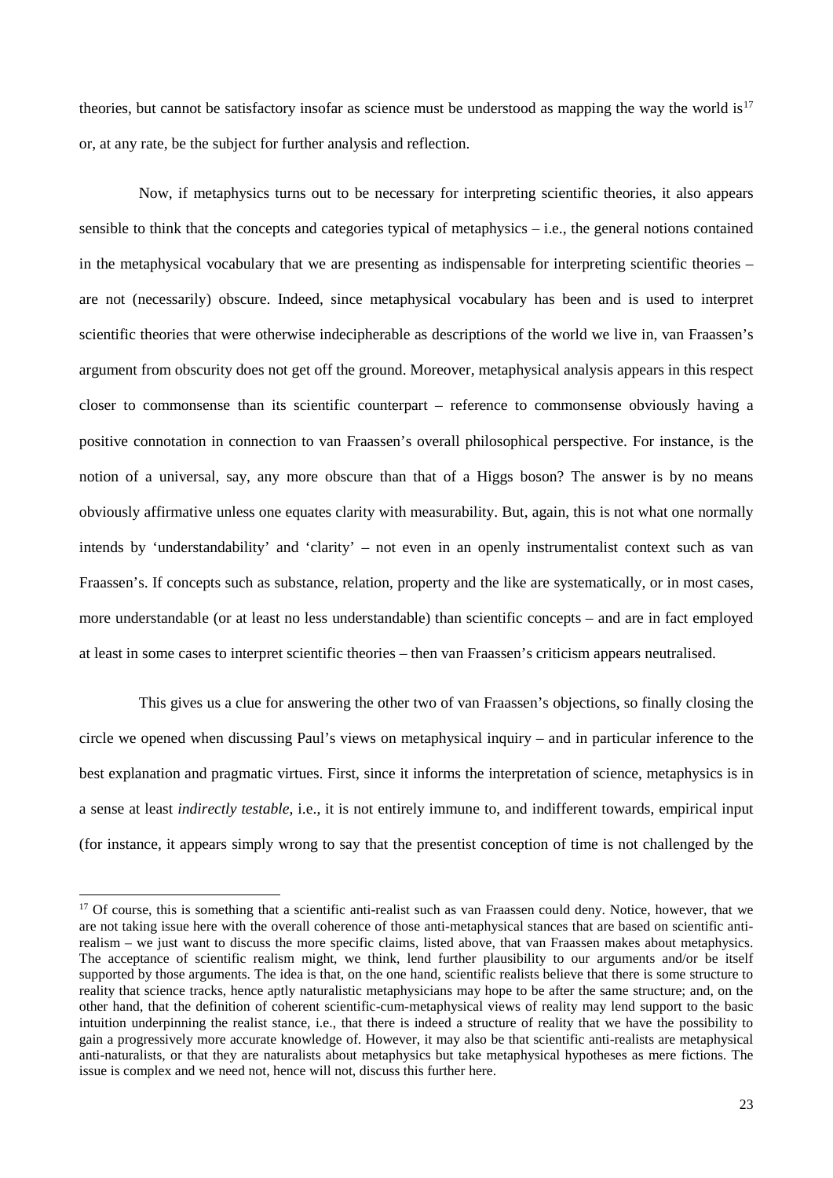theories, but cannot be satisfactory insofar as science must be understood as mapping the way the world is[17] or, at any rate, be the subject for further analysis and reflection.

Now, if metaphysics turns out to be necessary for interpreting scientific theories, it also appears sensible to think that the concepts and categories typical of metaphysics – i.e., the general notions contained in the metaphysical vocabulary that we are presenting as indispensable for interpreting scientific theories – are not (necessarily) obscure. Indeed, since metaphysical vocabulary has been and is used to interpret scientific theories that were otherwise indecipherable as descriptions of the world we live in, van Fraassen's argument from obscurity does not get off the ground. Moreover, metaphysical analysis appears in this respect closer to commonsense than its scientific counterpart – reference to commonsense obviously having a positive connotation in connection to van Fraassen's overall philosophical perspective. For instance, is the notion of a universal, say, any more obscure than that of a Higgs boson? The answer is by no means obviously affirmative unless one equates clarity with measurability. But, again, this is not what one normally intends by 'understandability' and 'clarity' – not even in an openly instrumentalist context such as van Fraassen's. If concepts such as substance, relation, property and the like are systematically, or in most cases, more understandable (or at least no less understandable) than scientific concepts – and are in fact employed at least in some cases to interpret scientific theories – then van Fraassen's criticism appears neutralised.

This gives us a clue for answering the other two of van Fraassen's objections, so finally closing the circle we opened when discussing Paul's views on metaphysical inquiry – and in particular inference to the best explanation and pragmatic virtues. First, since it informs the interpretation of science, metaphysics is in a sense at least *indirectly testable*, i.e., it is not entirely immune to, and indifferent towards, empirical input (for instance, it appears simply wrong to say that the presentist conception of time is not challenged by the

---

[17] Of course, this is something that a scientific anti-realist such as van Fraassen could deny. Notice, however, that we are not taking issue here with the overall coherence of those anti-metaphysical stances that are based on scientific anti-realism – we just want to discuss the more specific claims, listed above, that van Fraassen makes about metaphysics. The acceptance of scientific realism might, we think, lend further plausibility to our arguments and/or be itself supported by those arguments. The idea is that, on the one hand, scientific realists believe that there is some structure to reality that science tracks, hence aptly naturalistic metaphysicians may hope to be after the same structure; and, on the other hand, that the definition of coherent scientific-cum-metaphysical views of reality may lend support to the basic intuition underpinning the realist stance, i.e., that there is indeed a structure of reality that we have the possibility to gain a progressively more accurate knowledge of. However, it may also be that scientific anti-realists are metaphysical anti-naturalists, or that they are naturalists about metaphysics but take metaphysical hypotheses as mere fictions. The issue is complex and we need not, hence will not, discuss this further here.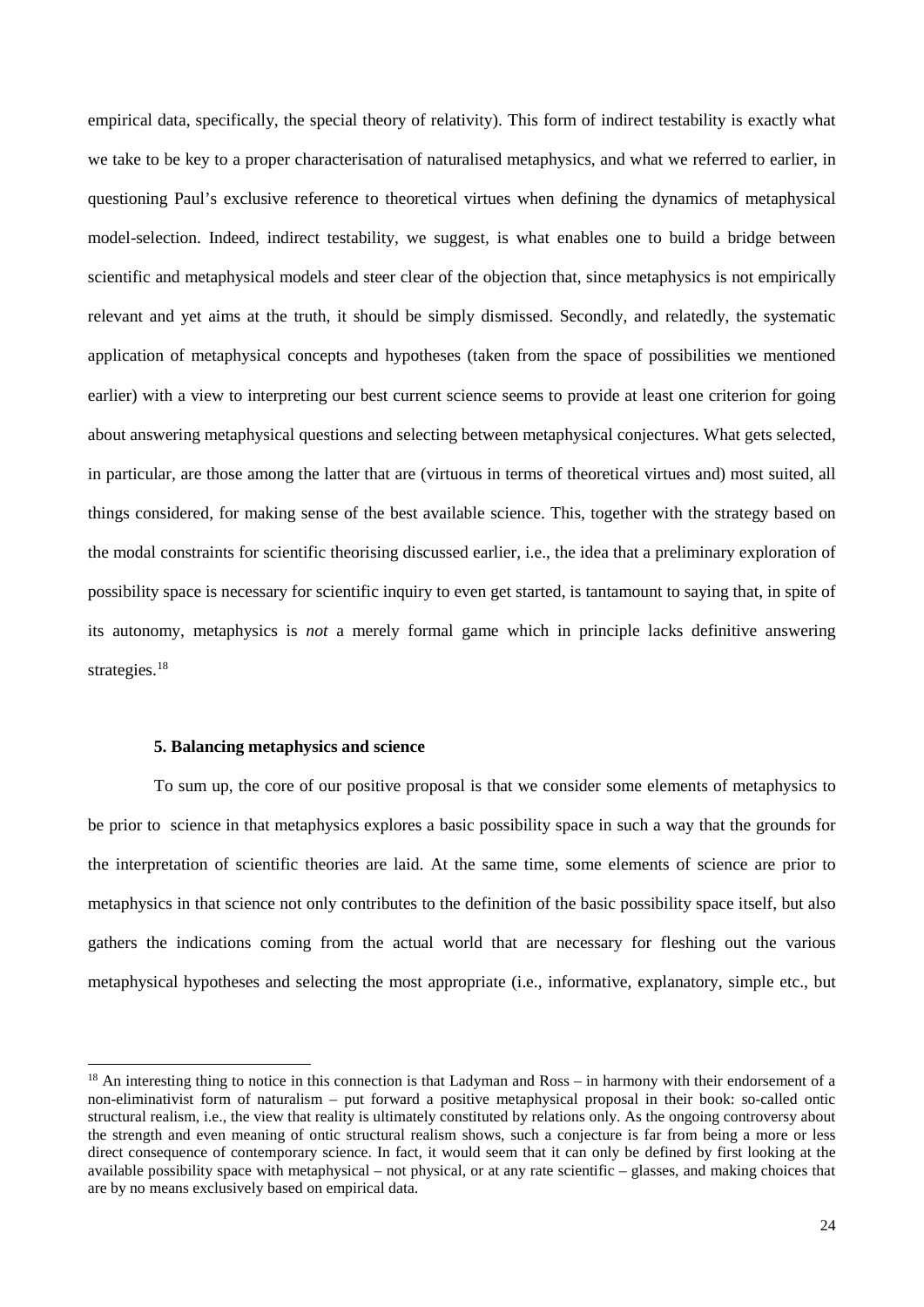empirical data, specifically, the special theory of relativity). This form of indirect testability is exactly what we take to be key to a proper characterisation of naturalised metaphysics, and what we referred to earlier, in questioning Paul's exclusive reference to theoretical virtues when defining the dynamics of metaphysical model-selection. Indeed, indirect testability, we suggest, is what enables one to build a bridge between scientific and metaphysical models and steer clear of the objection that, since metaphysics is not empirically relevant and yet aims at the truth, it should be simply dismissed. Secondly, and relatedly, the systematic application of metaphysical concepts and hypotheses (taken from the space of possibilities we mentioned earlier) with a view to interpreting our best current science seems to provide at least one criterion for going about answering metaphysical questions and selecting between metaphysical conjectures. What gets selected, in particular, are those among the latter that are (virtuous in terms of theoretical virtues and) most suited, all things considered, for making sense of the best available science. This, together with the strategy based on the modal constraints for scientific theorising discussed earlier, i.e., the idea that a preliminary exploration of possibility space is necessary for scientific inquiry to even get started, is tantamount to saying that, in spite of its autonomy, metaphysics is *not* a merely formal game which in principle lacks definitive answering strategies.[18]

**5. Balancing metaphysics and science**

To sum up, the core of our positive proposal is that we consider some elements of metaphysics to be prior to science in that metaphysics explores a basic possibility space in such a way that the grounds for the interpretation of scientific theories are laid. At the same time, some elements of science are prior to metaphysics in that science not only contributes to the definition of the basic possibility space itself, but also gathers the indications coming from the actual world that are necessary for fleshing out the various metaphysical hypotheses and selecting the most appropriate (i.e., informative, explanatory, simple etc., but

[18] An interesting thing to notice in this connection is that Ladyman and Ross – in harmony with their endorsement of a non-eliminativist form of naturalism – put forward a positive metaphysical proposal in their book: so-called ontic structural realism, i.e., the view that reality is ultimately constituted by relations only. As the ongoing controversy about the strength and even meaning of ontic structural realism shows, such a conjecture is far from being a more or less direct consequence of contemporary science. In fact, it would seem that it can only be defined by first looking at the available possibility space with metaphysical – not physical, or at any rate scientific – glasses, and making choices that are by no means exclusively based on empirical data.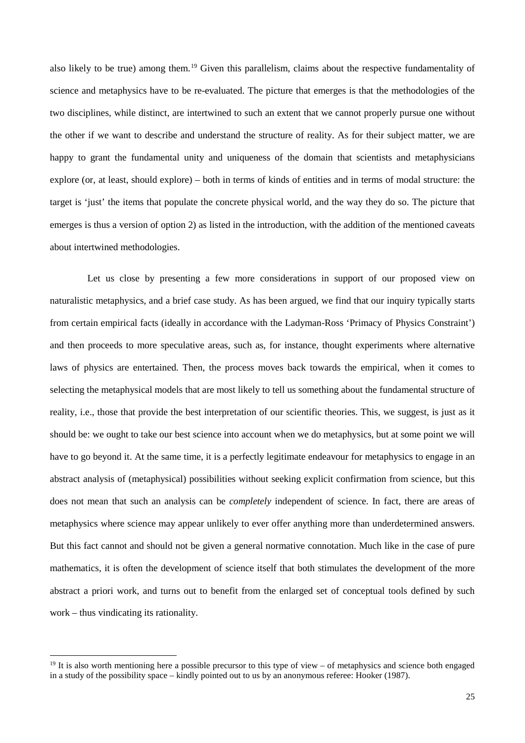also likely to be true) among them.[19] Given this parallelism, claims about the respective fundamentality of science and metaphysics have to be re-evaluated. The picture that emerges is that the methodologies of the two disciplines, while distinct, are intertwined to such an extent that we cannot properly pursue one without the other if we want to describe and understand the structure of reality. As for their subject matter, we are happy to grant the fundamental unity and uniqueness of the domain that scientists and metaphysicians explore (or, at least, should explore) – both in terms of kinds of entities and in terms of modal structure: the target is 'just' the items that populate the concrete physical world, and the way they do so. The picture that emerges is thus a version of option 2) as listed in the introduction, with the addition of the mentioned caveats about intertwined methodologies.

Let us close by presenting a few more considerations in support of our proposed view on naturalistic metaphysics, and a brief case study. As has been argued, we find that our inquiry typically starts from certain empirical facts (ideally in accordance with the Ladyman-Ross 'Primacy of Physics Constraint') and then proceeds to more speculative areas, such as, for instance, thought experiments where alternative laws of physics are entertained. Then, the process moves back towards the empirical, when it comes to selecting the metaphysical models that are most likely to tell us something about the fundamental structure of reality, i.e., those that provide the best interpretation of our scientific theories. This, we suggest, is just as it should be: we ought to take our best science into account when we do metaphysics, but at some point we will have to go beyond it. At the same time, it is a perfectly legitimate endeavour for metaphysics to engage in an abstract analysis of (metaphysical) possibilities without seeking explicit confirmation from science, but this does not mean that such an analysis can be *completely* independent of science. In fact, there are areas of metaphysics where science may appear unlikely to ever offer anything more than underdetermined answers. But this fact cannot and should not be given a general normative connotation. Much like in the case of pure mathematics, it is often the development of science itself that both stimulates the development of the more abstract a priori work, and turns out to benefit from the enlarged set of conceptual tools defined by such work – thus vindicating its rationality.

---

[19] It is also worth mentioning here a possible precursor to this type of view – of metaphysics and science both engaged in a study of the possibility space – kindly pointed out to us by an anonymous referee: Hooker (1987).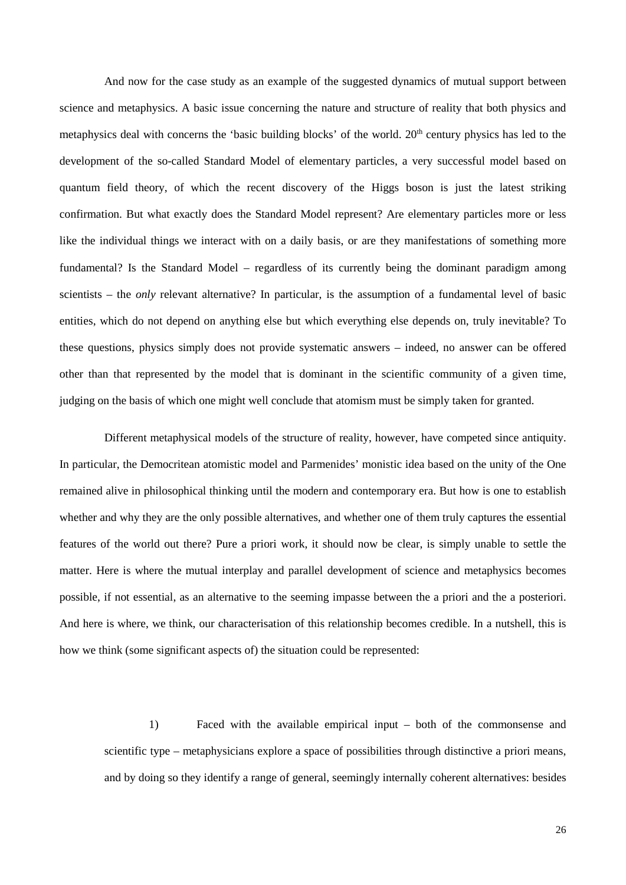And now for the case study as an example of the suggested dynamics of mutual support between science and metaphysics. A basic issue concerning the nature and structure of reality that both physics and metaphysics deal with concerns the 'basic building blocks' of the world. 20th century physics has led to the development of the so-called Standard Model of elementary particles, a very successful model based on quantum field theory, of which the recent discovery of the Higgs boson is just the latest striking confirmation. But what exactly does the Standard Model represent? Are elementary particles more or less like the individual things we interact with on a daily basis, or are they manifestations of something more fundamental? Is the Standard Model – regardless of its currently being the dominant paradigm among scientists – the *only* relevant alternative? In particular, is the assumption of a fundamental level of basic entities, which do not depend on anything else but which everything else depends on, truly inevitable? To these questions, physics simply does not provide systematic answers – indeed, no answer can be offered other than that represented by the model that is dominant in the scientific community of a given time, judging on the basis of which one might well conclude that atomism must be simply taken for granted.

Different metaphysical models of the structure of reality, however, have competed since antiquity. In particular, the Democritean atomistic model and Parmenides' monistic idea based on the unity of the One remained alive in philosophical thinking until the modern and contemporary era. But how is one to establish whether and why they are the only possible alternatives, and whether one of them truly captures the essential features of the world out there? Pure a priori work, it should now be clear, is simply unable to settle the matter. Here is where the mutual interplay and parallel development of science and metaphysics becomes possible, if not essential, as an alternative to the seeming impasse between the a priori and the a posteriori. And here is where, we think, our characterisation of this relationship becomes credible. In a nutshell, this is how we think (some significant aspects of) the situation could be represented:

1) Faced with the available empirical input – both of the commonsense and scientific type – metaphysicians explore a space of possibilities through distinctive a priori means, and by doing so they identify a range of general, seemingly internally coherent alternatives: besides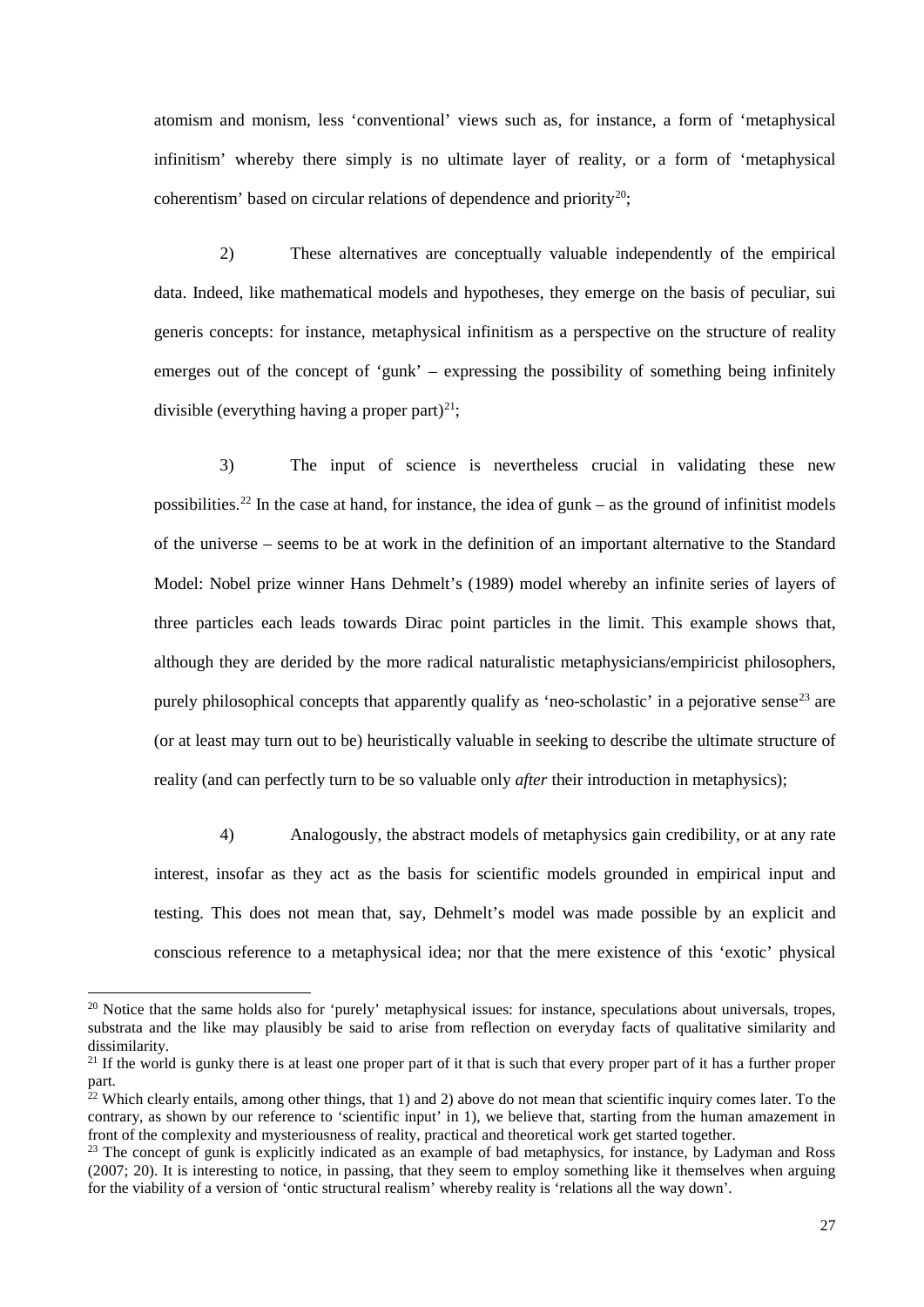atomism and monism, less 'conventional' views such as, for instance, a form of 'metaphysical infinitism' whereby there simply is no ultimate layer of reality, or a form of 'metaphysical coherentism' based on circular relations of dependence and priority[20];

2) These alternatives are conceptually valuable independently of the empirical data. Indeed, like mathematical models and hypotheses, they emerge on the basis of peculiar, sui generis concepts: for instance, metaphysical infinitism as a perspective on the structure of reality emerges out of the concept of 'gunk' – expressing the possibility of something being infinitely divisible (everything having a proper part)[21];

3) The input of science is nevertheless crucial in validating these new possibilities.[22] In the case at hand, for instance, the idea of gunk – as the ground of infinitist models of the universe – seems to be at work in the definition of an important alternative to the Standard Model: Nobel prize winner Hans Dehmelt's (1989) model whereby an infinite series of layers of three particles each leads towards Dirac point particles in the limit. This example shows that, although they are derided by the more radical naturalistic metaphysicians/empiricist philosophers, purely philosophical concepts that apparently qualify as 'neo-scholastic' in a pejorative sense[23] are (or at least may turn out to be) heuristically valuable in seeking to describe the ultimate structure of reality (and can perfectly turn to be so valuable only *after* their introduction in metaphysics);

4) Analogously, the abstract models of metaphysics gain credibility, or at any rate interest, insofar as they act as the basis for scientific models grounded in empirical input and testing. This does not mean that, say, Dehmelt's model was made possible by an explicit and conscious reference to a metaphysical idea; nor that the mere existence of this 'exotic' physical

---

[20] Notice that the same holds also for 'purely' metaphysical issues: for instance, speculations about universals, tropes, substrata and the like may plausibly be said to arise from reflection on everyday facts of qualitative similarity and dissimilarity.

[21] If the world is gunky there is at least one proper part of it that is such that every proper part of it has a further proper part.

[22] Which clearly entails, among other things, that 1) and 2) above do not mean that scientific inquiry comes later. To the contrary, as shown by our reference to 'scientific input' in 1), we believe that, starting from the human amazement in front of the complexity and mysteriousness of reality, practical and theoretical work get started together.

[23] The concept of gunk is explicitly indicated as an example of bad metaphysics, for instance, by Ladyman and Ross (2007; 20). It is interesting to notice, in passing, that they seem to employ something like it themselves when arguing for the viability of a version of 'ontic structural realism' whereby reality is 'relations all the way down'.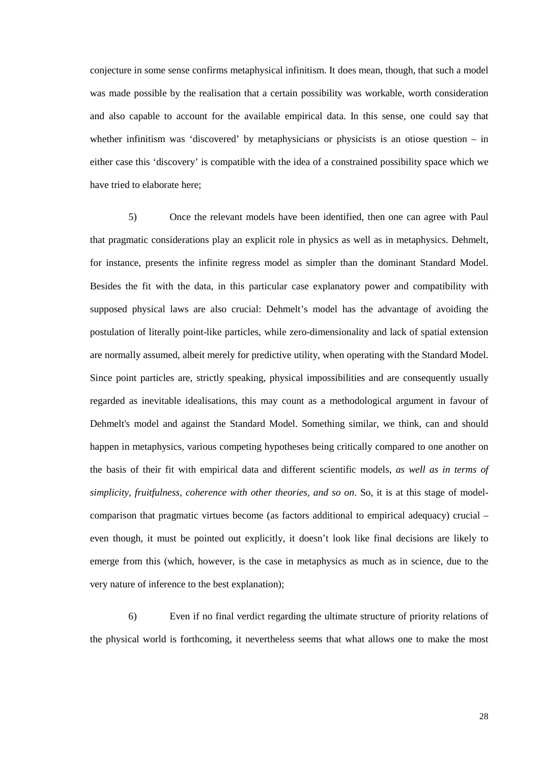conjecture in some sense confirms metaphysical infinitism. It does mean, though, that such a model was made possible by the realisation that a certain possibility was workable, worth consideration and also capable to account for the available empirical data. In this sense, one could say that whether infinitism was 'discovered' by metaphysicians or physicists is an otiose question – in either case this 'discovery' is compatible with the idea of a constrained possibility space which we have tried to elaborate here;

5) Once the relevant models have been identified, then one can agree with Paul that pragmatic considerations play an explicit role in physics as well as in metaphysics. Dehmelt, for instance, presents the infinite regress model as simpler than the dominant Standard Model. Besides the fit with the data, in this particular case explanatory power and compatibility with supposed physical laws are also crucial: Dehmelt's model has the advantage of avoiding the postulation of literally point-like particles, while zero-dimensionality and lack of spatial extension are normally assumed, albeit merely for predictive utility, when operating with the Standard Model. Since point particles are, strictly speaking, physical impossibilities and are consequently usually regarded as inevitable idealisations, this may count as a methodological argument in favour of Dehmelt's model and against the Standard Model. Something similar, we think, can and should happen in metaphysics, various competing hypotheses being critically compared to one another on the basis of their fit with empirical data and different scientific models, *as well as in terms of simplicity, fruitfulness, coherence with other theories, and so on*. So, it is at this stage of model-comparison that pragmatic virtues become (as factors additional to empirical adequacy) crucial – even though, it must be pointed out explicitly, it doesn't look like final decisions are likely to emerge from this (which, however, is the case in metaphysics as much as in science, due to the very nature of inference to the best explanation);

6) Even if no final verdict regarding the ultimate structure of priority relations of the physical world is forthcoming, it nevertheless seems that what allows one to make the most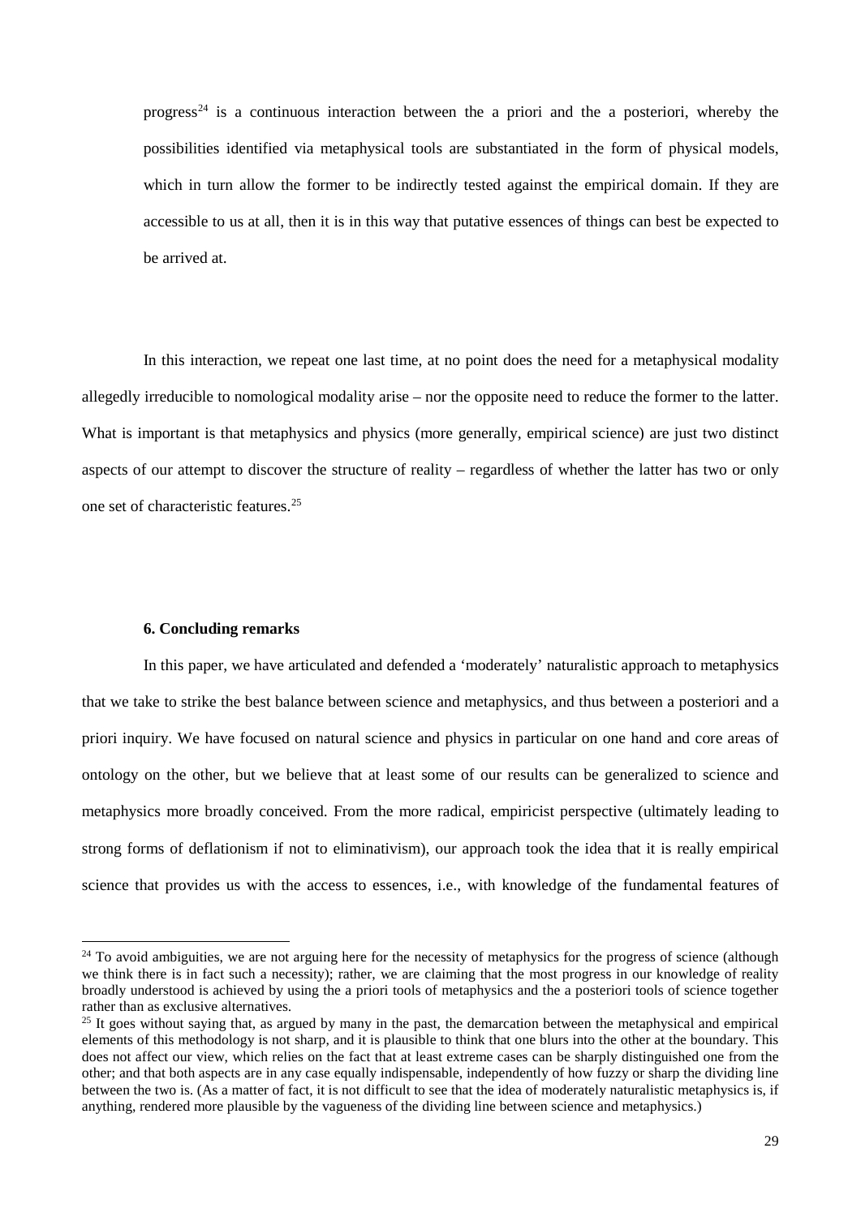progress[24] is a continuous interaction between the a priori and the a posteriori, whereby the possibilities identified via metaphysical tools are substantiated in the form of physical models, which in turn allow the former to be indirectly tested against the empirical domain. If they are accessible to us at all, then it is in this way that putative essences of things can best be expected to be arrived at.

In this interaction, we repeat one last time, at no point does the need for a metaphysical modality allegedly irreducible to nomological modality arise – nor the opposite need to reduce the former to the latter. What is important is that metaphysics and physics (more generally, empirical science) are just two distinct aspects of our attempt to discover the structure of reality – regardless of whether the latter has two or only one set of characteristic features.[25]

### 6. Concluding remarks

In this paper, we have articulated and defended a 'moderately' naturalistic approach to metaphysics that we take to strike the best balance between science and metaphysics, and thus between a posteriori and a priori inquiry. We have focused on natural science and physics in particular on one hand and core areas of ontology on the other, but we believe that at least some of our results can be generalized to science and metaphysics more broadly conceived. From the more radical, empiricist perspective (ultimately leading to strong forms of deflationism if not to eliminativism), our approach took the idea that it is really empirical science that provides us with the access to essences, i.e., with knowledge of the fundamental features of

---

[24] To avoid ambiguities, we are not arguing here for the necessity of metaphysics for the progress of science (although we think there is in fact such a necessity); rather, we are claiming that the most progress in our knowledge of reality broadly understood is achieved by using the a priori tools of metaphysics and the a posteriori tools of science together rather than as exclusive alternatives.

[25] It goes without saying that, as argued by many in the past, the demarcation between the metaphysical and empirical elements of this methodology is not sharp, and it is plausible to think that one blurs into the other at the boundary. This does not affect our view, which relies on the fact that at least extreme cases can be sharply distinguished one from the other; and that both aspects are in any case equally indispensable, independently of how fuzzy or sharp the dividing line between the two is. (As a matter of fact, it is not difficult to see that the idea of moderately naturalistic metaphysics is, if anything, rendered more plausible by the vagueness of the dividing line between science and metaphysics.)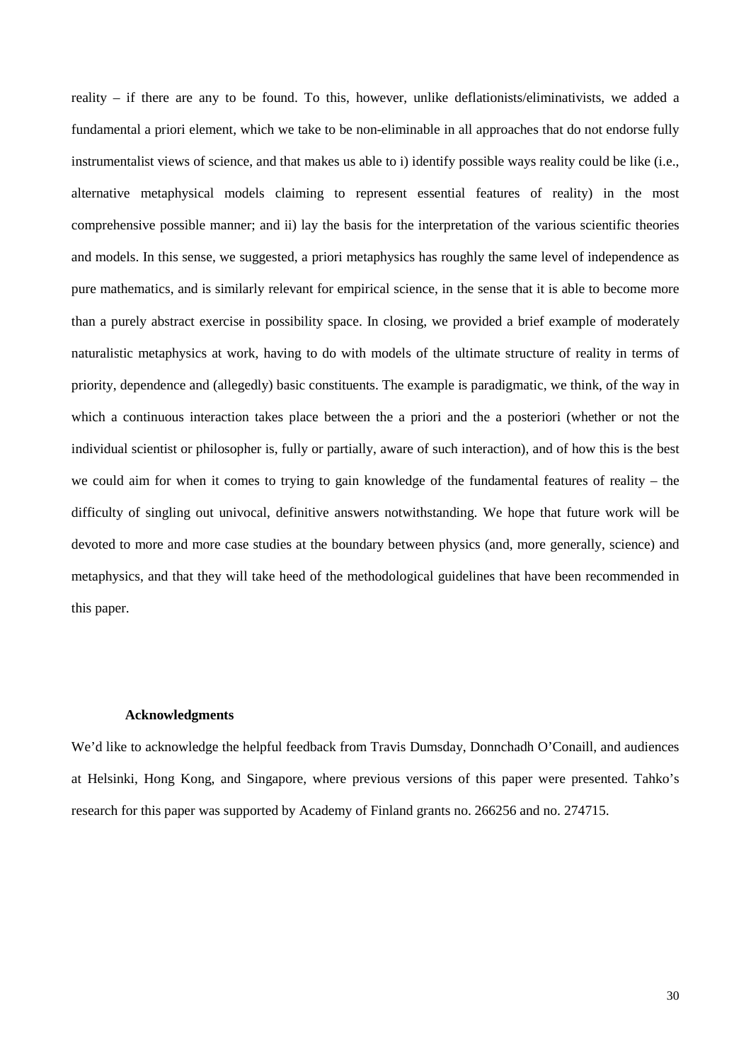reality – if there are any to be found. To this, however, unlike deflationists/eliminativists, we added a fundamental a priori element, which we take to be non-eliminable in all approaches that do not endorse fully instrumentalist views of science, and that makes us able to i) identify possible ways reality could be like (i.e., alternative metaphysical models claiming to represent essential features of reality) in the most comprehensive possible manner; and ii) lay the basis for the interpretation of the various scientific theories and models. In this sense, we suggested, a priori metaphysics has roughly the same level of independence as pure mathematics, and is similarly relevant for empirical science, in the sense that it is able to become more than a purely abstract exercise in possibility space. In closing, we provided a brief example of moderately naturalistic metaphysics at work, having to do with models of the ultimate structure of reality in terms of priority, dependence and (allegedly) basic constituents. The example is paradigmatic, we think, of the way in which a continuous interaction takes place between the a priori and the a posteriori (whether or not the individual scientist or philosopher is, fully or partially, aware of such interaction), and of how this is the best we could aim for when it comes to trying to gain knowledge of the fundamental features of reality – the difficulty of singling out univocal, definitive answers notwithstanding. We hope that future work will be devoted to more and more case studies at the boundary between physics (and, more generally, science) and metaphysics, and that they will take heed of the methodological guidelines that have been recommended in this paper.

**Acknowledgments**

We'd like to acknowledge the helpful feedback from Travis Dumsday, Donnchadh O'Conaill, and audiences at Helsinki, Hong Kong, and Singapore, where previous versions of this paper were presented. Tahko's research for this paper was supported by Academy of Finland grants no. 266256 and no. 274715.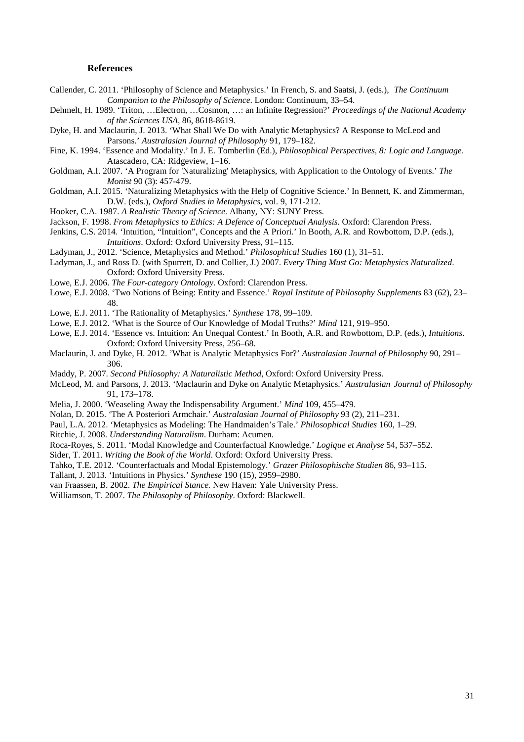## References

Callender, C. 2011. 'Philosophy of Science and Metaphysics.' In French, S. and Saatsi, J. (eds.), *The Continuum Companion to the Philosophy of Science*. London: Continuum, 33–54.

Dehmelt, H. 1989. 'Triton, …Electron, …Cosmon, …: an Infinite Regression?' *Proceedings of the National Academy of the Sciences USA*, 86, 8618-8619.

Dyke, H. and Maclaurin, J. 2013. 'What Shall We Do with Analytic Metaphysics? A Response to McLeod and Parsons.' *Australasian Journal of Philosophy* 91, 179–182.

Fine, K. 1994. 'Essence and Modality.' In J. E. Tomberlin (Ed.), *Philosophical Perspectives, 8: Logic and Language*. Atascadero, CA: Ridgeview, 1–16.

Goldman, A.I. 2007. 'A Program for 'Naturalizing' Metaphysics, with Application to the Ontology of Events.' *The Monist* 90 (3): 457-479.

Goldman, A.I. 2015. 'Naturalizing Metaphysics with the Help of Cognitive Science.' In Bennett, K. and Zimmerman, D.W. (eds.), *Oxford Studies in Metaphysics*, vol. 9, 171-212.

Hooker, C.A. 1987. *A Realistic Theory of Science*. Albany, NY: SUNY Press.

Jackson, F. 1998. *From Metaphysics to Ethics: A Defence of Conceptual Analysis*. Oxford: Clarendon Press.

Jenkins, C.S. 2014. 'Intuition, "Intuition", Concepts and the A Priori.' In Booth, A.R. and Rowbottom, D.P. (eds.), *Intuitions*. Oxford: Oxford University Press, 91–115.

Ladyman, J., 2012. 'Science, Metaphysics and Method.' *Philosophical Studies* 160 (1), 31–51.

Ladyman, J., and Ross D. (with Spurrett, D. and Collier, J.) 2007. *Every Thing Must Go: Metaphysics Naturalized*. Oxford: Oxford University Press.

Lowe, E.J. 2006. *The Four-category Ontology*. Oxford: Clarendon Press.

Lowe, E.J. 2008. 'Two Notions of Being: Entity and Essence.' *Royal Institute of Philosophy Supplements* 83 (62), 23–48.

Lowe, E.J. 2011. 'The Rationality of Metaphysics.' *Synthese* 178, 99–109.

Lowe, E.J. 2012. 'What is the Source of Our Knowledge of Modal Truths?' *Mind* 121, 919–950.

Lowe, E.J. 2014. 'Essence vs. Intuition: An Unequal Contest.' In Booth, A.R. and Rowbottom, D.P. (eds.), *Intuitions*. Oxford: Oxford University Press, 256–68.

Maclaurin, J. and Dyke, H. 2012. 'What is Analytic Metaphysics For?' *Australasian Journal of Philosophy* 90, 291–306.

Maddy, P. 2007. *Second Philosophy: A Naturalistic Method*, Oxford: Oxford University Press.

McLeod, M. and Parsons, J. 2013. 'Maclaurin and Dyke on Analytic Metaphysics.' *Australasian Journal of Philosophy* 91, 173–178.

Melia, J. 2000. 'Weaseling Away the Indispensability Argument.' *Mind* 109, 455–479.

Nolan, D. 2015. 'The A Posteriori Armchair.' *Australasian Journal of Philosophy* 93 (2), 211–231.

Paul, L.A. 2012. 'Metaphysics as Modeling: The Handmaiden's Tale.' *Philosophical Studies* 160, 1–29.

Ritchie, J. 2008. *Understanding Naturalism*. Durham: Acumen.

Roca-Royes, S. 2011. 'Modal Knowledge and Counterfactual Knowledge.' *Logique et Analyse* 54, 537–552.

Sider, T. 2011. *Writing the Book of the World*. Oxford: Oxford University Press.

Tahko, T.E. 2012. 'Counterfactuals and Modal Epistemology.' *Grazer Philosophische Studien* 86, 93–115.

Tallant, J. 2013. 'Intuitions in Physics.' *Synthese* 190 (15), 2959–2980.

van Fraassen, B. 2002. *The Empirical Stance.* New Haven: Yale University Press.

Williamson, T. 2007. *The Philosophy of Philosophy*. Oxford: Blackwell.